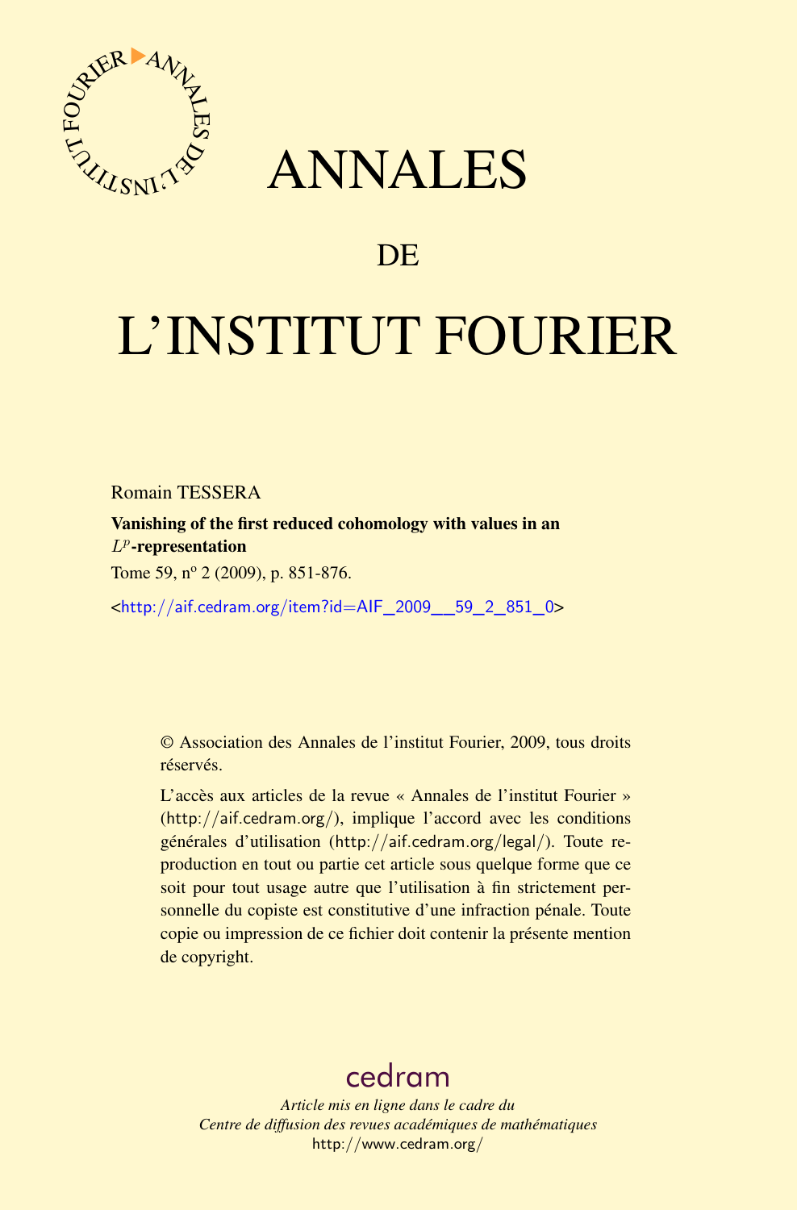# ANNALES

# DE

# L'INSTITUT FOURIER

Romain TESSERA

**Vanishing of the first reduced cohomology with values in an $L^p$-representation**

Tome 59, nº 2 (2009), p. 851-876.

<http://aif.cedram.org/item?id=AIF_2009__59_2_851_0>

© Association des Annales de l'institut Fourier, 2009, tous droits réservés.

L'accès aux articles de la revue « Annales de l'institut Fourier » (http://aif.cedram.org/), implique l'accord avec les conditions générales d'utilisation (http://aif.cedram.org/legal/). Toute reproduction en tout ou partie cet article sous quelque forme que ce soit pour tout usage autre que l'utilisation à fin strictement personnelle du copiste est constitutive d'une infraction pénale. Toute copie ou impression de ce fichier doit contenir la présente mention de copyright.

cedram

*Article mis en ligne dans le cadre du*
*Centre de diffusion des revues académiques de mathématiques*
http://www.cedram.org/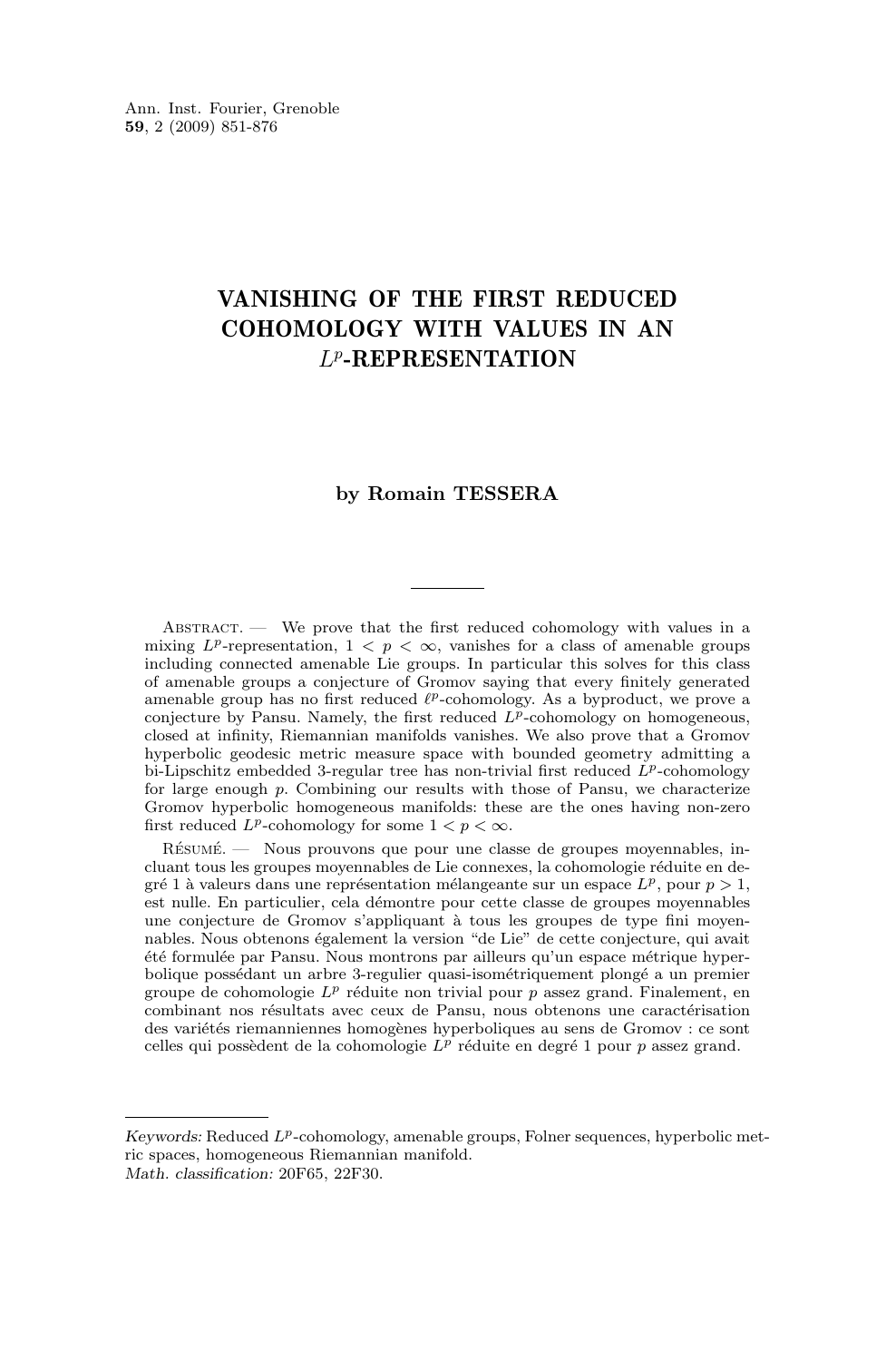Ann. Inst. Fourier, Grenoble
**59**, 2 (2009) 851-876

# VANISHING OF THE FIRST REDUCED COHOMOLOGY WITH VALUES IN AN $L^p$-REPRESENTATION

**by Romain TESSERA**

Abstract. — We prove that the first reduced cohomology with values in a mixing $L^p$-representation, $1 < p < \infty$, vanishes for a class of amenable groups including connected amenable Lie groups. In particular this solves for this class of amenable groups a conjecture of Gromov saying that every finitely generated amenable group has no first reduced $\ell^p$-cohomology. As a byproduct, we prove a conjecture by Pansu. Namely, the first reduced $L^p$-cohomology on homogeneous, closed at infinity, Riemannian manifolds vanishes. We also prove that a Gromov hyperbolic geodesic metric measure space with bounded geometry admitting a bi-Lipschitz embedded 3-regular tree has non-trivial first reduced $L^p$-cohomology for large enough $p$. Combining our results with those of Pansu, we characterize Gromov hyperbolic homogeneous manifolds: these are the ones having non-zero first reduced $L^p$-cohomology for some $1 < p < \infty$.

Résumé. — Nous prouvons que pour une classe de groupes moyennables, incluant tous les groupes moyennables de Lie connexes, la cohomologie réduite en degré 1 à valeurs dans une représentation mélangeante sur un espace $L^p$, pour $p > 1$, est nulle. En particulier, cela démontre pour cette classe de groupes moyennables une conjecture de Gromov s'appliquant à tous les groupes de type fini moyennables. Nous obtenons également la version "de Lie" de cette conjecture, qui avait été formulée par Pansu. Nous montrons par ailleurs qu'un espace métrique hyperbolique possédant un arbre 3-regulier quasi-isométriquement plongé a un premier groupe de cohomologie $L^p$ réduite non trivial pour $p$ assez grand. Finalement, en combinant nos résultats avec ceux de Pansu, nous obtenons une caractérisation des variétés riemanniennes homogènes hyperboliques au sens de Gromov : ce sont celles qui possèdent de la cohomologie $L^p$ réduite en degré 1 pour $p$ assez grand.

---

*Keywords:* Reduced $L^p$-cohomology, amenable groups, Folner sequences, hyperbolic metric spaces, homogeneous Riemannian manifold.
*Math. classification:* 20F65, 22F30.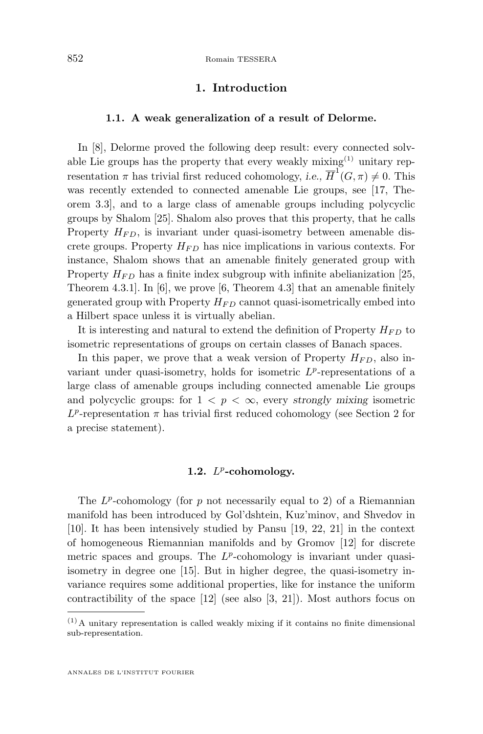## 1. Introduction

### 1.1. A weak generalization of a result of Delorme.

In [8], Delorme proved the following deep result: every connected solvable Lie groups has the property that every weakly mixing[(1)] unitary representation $\pi$ has trivial first reduced cohomology, *i.e.,* $\overline{H}^1(G,\pi) \neq 0$. This was recently extended to connected amenable Lie groups, see [17, Theorem 3.3], and to a large class of amenable groups including polycyclic groups by Shalom [25]. Shalom also proves that this property, that he calls Property $H_{FD}$, is invariant under quasi-isometry between amenable discrete groups. Property $H_{FD}$ has nice implications in various contexts. For instance, Shalom shows that an amenable finitely generated group with Property $H_{FD}$ has a finite index subgroup with infinite abelianization [25, Theorem 4.3.1]. In [6], we prove [6, Theorem 4.3] that an amenable finitely generated group with Property $H_{FD}$ cannot quasi-isometrically embed into a Hilbert space unless it is virtually abelian.

It is interesting and natural to extend the definition of Property $H_{FD}$ to isometric representations of groups on certain classes of Banach spaces.

In this paper, we prove that a weak version of Property $H_{FD}$, also invariant under quasi-isometry, holds for isometric $L^p$-representations of a large class of amenable groups including connected amenable Lie groups and polycyclic groups: for $1 < p < \infty$, every *strongly mixing* isometric $L^p$-representation $\pi$ has trivial first reduced cohomology (see Section 2 for a precise statement).

### 1.2. $L^p$-cohomology.

The $L^p$-cohomology (for $p$ not necessarily equal to 2) of a Riemannian manifold has been introduced by Gol'dshtein, Kuz'minov, and Shvedov in [10]. It has been intensively studied by Pansu [19, 22, 21] in the context of homogeneous Riemannian manifolds and by Gromov [12] for discrete metric spaces and groups. The $L^p$-cohomology is invariant under quasi-isometry in degree one [15]. But in higher degree, the quasi-isometry invariance requires some additional properties, like for instance the uniform contractibility of the space [12] (see also [3, 21]). Most authors focus on

---

(1) A unitary representation is called weakly mixing if it contains no finite dimensional sub-representation.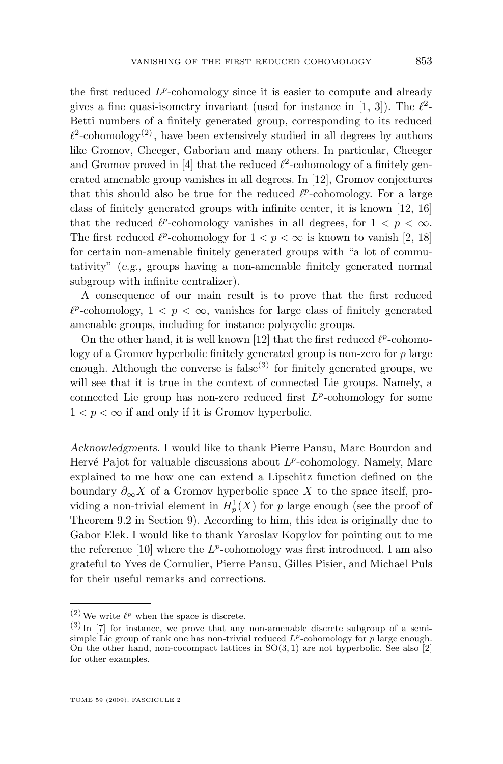the first reduced $L^p$-cohomology since it is easier to compute and already gives a fine quasi-isometry invariant (used for instance in [1, 3]). The $\ell^2$-Betti numbers of a finitely generated group, corresponding to its reduced $\ell^2$-cohomology[(2)], have been extensively studied in all degrees by authors like Gromov, Cheeger, Gaboriau and many others. In particular, Cheeger and Gromov proved in [4] that the reduced $\ell^2$-cohomology of a finitely generated amenable group vanishes in all degrees. In [12], Gromov conjectures that this should also be true for the reduced $\ell^p$-cohomology. For a large class of finitely generated groups with infinite center, it is known [12, 16] that the reduced $\ell^p$-cohomology vanishes in all degrees, for $1 < p < \infty$. The first reduced $\ell^p$-cohomology for $1 < p < \infty$ is known to vanish [2, 18] for certain non-amenable finitely generated groups with "a lot of commutativity" (*e.g.,* groups having a non-amenable finitely generated normal subgroup with infinite centralizer).

A consequence of our main result is to prove that the first reduced $\ell^p$-cohomology, $1 < p < \infty$, vanishes for large class of finitely generated amenable groups, including for instance polycyclic groups.

On the other hand, it is well known [12] that the first reduced $\ell^p$-cohomology of a Gromov hyperbolic finitely generated group is non-zero for $p$ large enough. Although the converse is false[(3)] for finitely generated groups, we will see that it is true in the context of connected Lie groups. Namely, a connected Lie group has non-zero reduced first $L^p$-cohomology for some $1 < p < \infty$ if and only if it is Gromov hyperbolic.

*Acknowledgments.* I would like to thank Pierre Pansu, Marc Bourdon and Hervé Pajot for valuable discussions about $L^p$-cohomology. Namely, Marc explained to me how one can extend a Lipschitz function defined on the boundary $\partial_\infty X$ of a Gromov hyperbolic space $X$ to the space itself, providing a non-trivial element in $H^1_p(X)$ for $p$ large enough (see the proof of Theorem 9.2 in Section 9). According to him, this idea is originally due to Gabor Elek. I would like to thank Yaroslav Kopylov for pointing out to me the reference [10] where the $L^p$-cohomology was first introduced. I am also grateful to Yves de Cornulier, Pierre Pansu, Gilles Pisier, and Michael Puls for their useful remarks and corrections.

---

(2) We write $\ell^p$ when the space is discrete.

(3) In [7] for instance, we prove that any non-amenable discrete subgroup of a semi-simple Lie group of rank one has non-trivial reduced $L^p$-cohomology for $p$ large enough. On the other hand, non-cocompact lattices in $\mathrm{SO}(3,1)$ are not hyperbolic. See also [2] for other examples.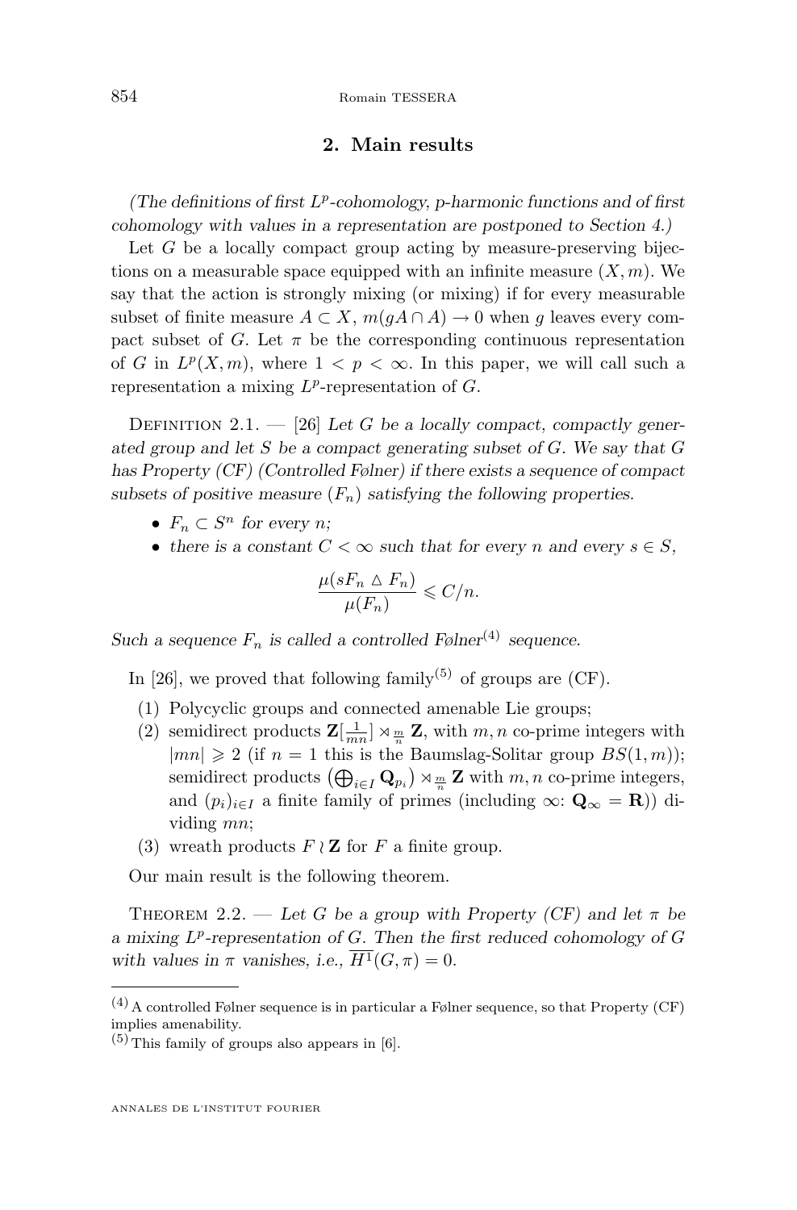## 2. Main results

*(The definitions of first $L^p$-cohomology, p-harmonic functions and of first cohomology with values in a representation are postponed to Section 4.)*

Let $G$ be a locally compact group acting by measure-preserving bijections on a measurable space equipped with an infinite measure $(X, m)$. We say that the action is strongly mixing (or mixing) if for every measurable subset of finite measure $A \subset X$, $m(gA \cap A) \to 0$ when $g$ leaves every compact subset of $G$. Let $\pi$ be the corresponding continuous representation of $G$ in $L^p(X, m)$, where $1 < p < \infty$. In this paper, we will call such a representation a mixing $L^p$-representation of $G$.

Definition 2.1. — [26] *Let $G$ be a locally compact, compactly generated group and let $S$ be a compact generating subset of $G$. We say that $G$ has Property (CF) (Controlled Følner) if there exists a sequence of compact subsets of positive measure $(F_n)$ satisfying the following properties.*

- *$F_n \subset S^n$ for every $n$;*
- *there is a constant $C < \infty$ such that for every $n$ and every $s \in S$,*

$$\frac{\mu(sF_n \triangle F_n)}{\mu(F_n)} \leqslant C/n.$$

*Such a sequence $F_n$ is called a controlled Følner[4] sequence.*

In [26], we proved that following family[5] of groups are (CF).

1. Polycyclic groups and connected amenable Lie groups;
2. semidirect products $\mathbf{Z}[\frac{1}{mn}] \rtimes_{\frac{m}{n}} \mathbf{Z}$, with $m, n$ co-prime integers with $|mn| \geqslant 2$ (if $n = 1$ this is the Baumslag-Solitar group $BS(1, m)$); semidirect products $\left(\bigoplus_{i \in I} \mathbf{Q}_{p_i}\right) \rtimes_{\frac{m}{n}} \mathbf{Z}$ with $m, n$ co-prime integers, and $(p_i)_{i \in I}$ a finite family of primes (including $\infty$: $\mathbf{Q}_\infty = \mathbf{R}$)) dividing $mn$;
3. wreath products $F \wr \mathbf{Z}$ for $F$ a finite group.

Our main result is the following theorem.

Theorem 2.2. — *Let $G$ be a group with Property (CF) and let $\pi$ be a mixing $L^p$-representation of $G$. Then the first reduced cohomology of $G$ with values in $\pi$ vanishes, i.e., $\overline{H^1}(G, \pi) = 0$.*

---

[4] A controlled Følner sequence is in particular a Følner sequence, so that Property (CF) implies amenability.

[5] This family of groups also appears in [6].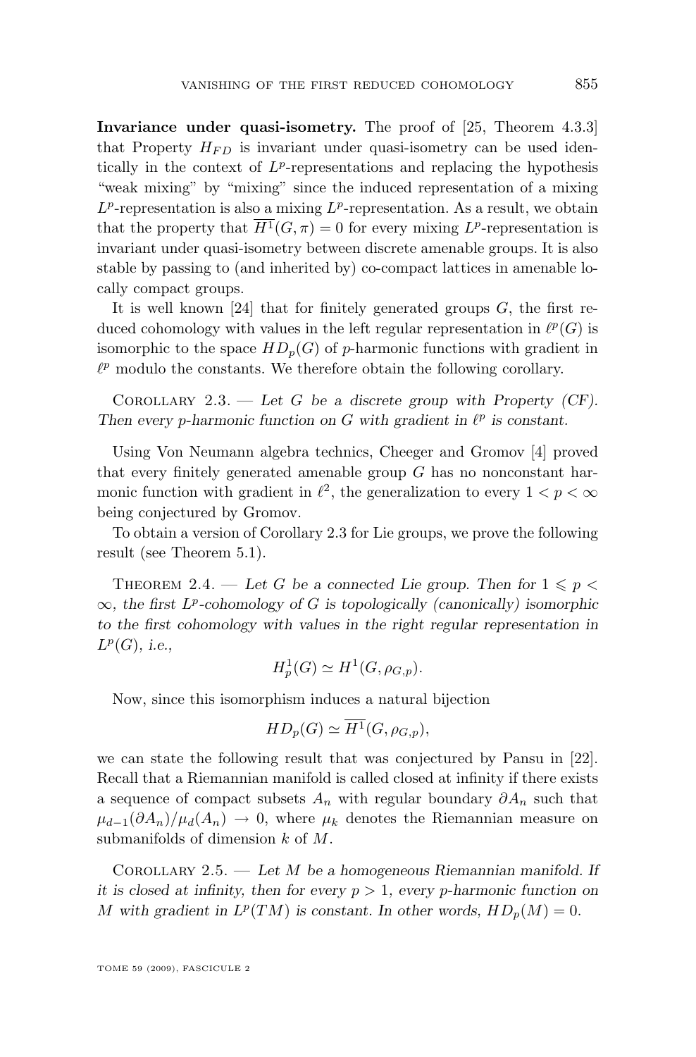**Invariance under quasi-isometry.** The proof of [25, Theorem 4.3.3] that Property $H_{FD}$ is invariant under quasi-isometry can be used identically in the context of $L^p$-representations and replacing the hypothesis "weak mixing" by "mixing" since the induced representation of a mixing $L^p$-representation is also a mixing $L^p$-representation. As a result, we obtain that the property that $\overline{H^1}(G,\pi) = 0$ for every mixing $L^p$-representation is invariant under quasi-isometry between discrete amenable groups. It is also stable by passing to (and inherited by) co-compact lattices in amenable locally compact groups.

It is well known [24] that for finitely generated groups $G$, the first reduced cohomology with values in the left regular representation in $\ell^p(G)$ is isomorphic to the space $HD_p(G)$ of $p$-harmonic functions with gradient in $\ell^p$ modulo the constants. We therefore obtain the following corollary.

Corollary 2.3. — *Let $G$ be a discrete group with Property (CF). Then every $p$-harmonic function on $G$ with gradient in $\ell^p$ is constant.*

Using Von Neumann algebra technics, Cheeger and Gromov [4] proved that every finitely generated amenable group $G$ has no nonconstant harmonic function with gradient in $\ell^2$, the generalization to every $1 < p < \infty$ being conjectured by Gromov.

To obtain a version of Corollary 2.3 for Lie groups, we prove the following result (see Theorem 5.1).

Theorem 2.4. — *Let $G$ be a connected Lie group. Then for $1 \leqslant p < \infty$, the first $L^p$-cohomology of $G$ is topologically (canonically) isomorphic to the first cohomology with values in the right regular representation in $L^p(G)$, i.e.,*

$$H^1_p(G) \simeq H^1(G, \rho_{G,p}).$$

Now, since this isomorphism induces a natural bijection

$$HD_p(G) \simeq \overline{H^1}(G, \rho_{G,p}),$$

we can state the following result that was conjectured by Pansu in [22]. Recall that a Riemannian manifold is called closed at infinity if there exists a sequence of compact subsets $A_n$ with regular boundary $\partial A_n$ such that $\mu_{d-1}(\partial A_n)/\mu_d(A_n) \to 0$, where $\mu_k$ denotes the Riemannian measure on submanifolds of dimension $k$ of $M$.

Corollary 2.5. — *Let $M$ be a homogeneous Riemannian manifold. If it is closed at infinity, then for every $p > 1$, every $p$-harmonic function on $M$ with gradient in $L^p(TM)$ is constant. In other words, $HD_p(M) = 0$.*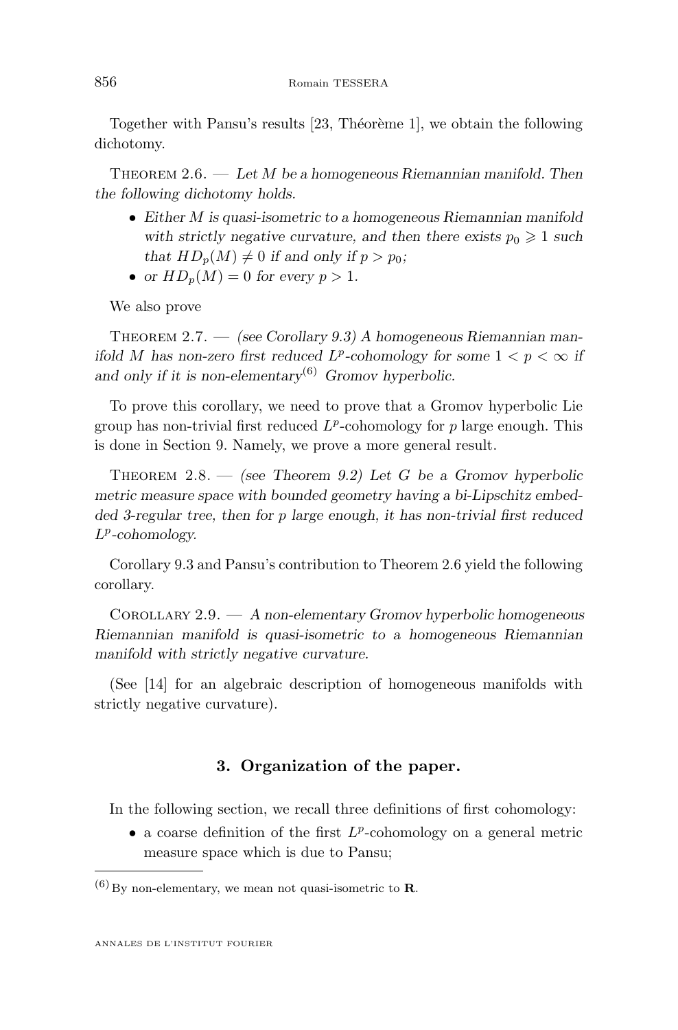Together with Pansu's results [23, Théorème 1], we obtain the following dichotomy.

Theorem 2.6. — *Let $M$ be a homogeneous Riemannian manifold. Then the following dichotomy holds.*

- *Either $M$ is quasi-isometric to a homogeneous Riemannian manifold with strictly negative curvature, and then there exists $p_0 \geqslant 1$ such that $HD_p(M) \neq 0$ if and only if $p > p_0$;*
- *or $HD_p(M) = 0$ for every $p > 1$.*

We also prove

Theorem 2.7. — *(see Corollary 9.3) A homogeneous Riemannian manifold $M$ has non-zero first reduced $L^p$-cohomology for some $1 < p < \infty$ if and only if it is non-elementary*[6] *Gromov hyperbolic.*

To prove this corollary, we need to prove that a Gromov hyperbolic Lie group has non-trivial first reduced $L^p$-cohomology for $p$ large enough. This is done in Section 9. Namely, we prove a more general result.

Theorem 2.8. — *(see Theorem 9.2) Let $G$ be a Gromov hyperbolic metric measure space with bounded geometry having a bi-Lipschitz embedded 3-regular tree, then for $p$ large enough, it has non-trivial first reduced $L^p$-cohomology.*

Corollary 9.3 and Pansu's contribution to Theorem 2.6 yield the following corollary.

Corollary 2.9. — *A non-elementary Gromov hyperbolic homogeneous Riemannian manifold is quasi-isometric to a homogeneous Riemannian manifold with strictly negative curvature.*

(See [14] for an algebraic description of homogeneous manifolds with strictly negative curvature).

## 3. Organization of the paper.

In the following section, we recall three definitions of first cohomology:

- a coarse definition of the first $L^p$-cohomology on a general metric measure space which is due to Pansu;

[6] By non-elementary, we mean not quasi-isometric to $\mathbf{R}$.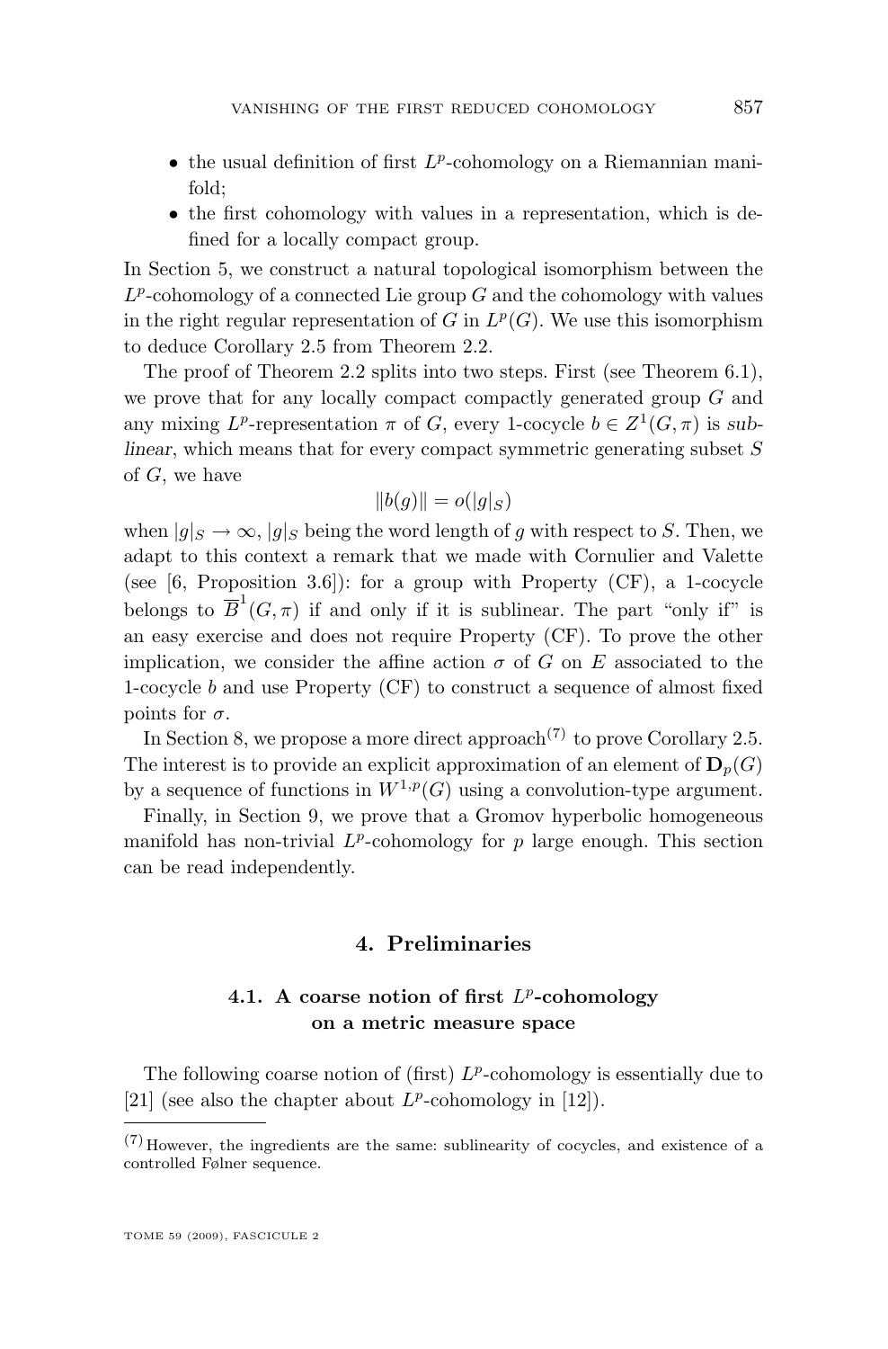- the usual definition of first $L^p$-cohomology on a Riemannian manifold;
- the first cohomology with values in a representation, which is defined for a locally compact group.

In Section 5, we construct a natural topological isomorphism between the $L^p$-cohomology of a connected Lie group $G$ and the cohomology with values in the right regular representation of $G$ in $L^p(G)$. We use this isomorphism to deduce Corollary 2.5 from Theorem 2.2.

The proof of Theorem 2.2 splits into two steps. First (see Theorem 6.1), we prove that for any locally compact compactly generated group $G$ and any mixing $L^p$-representation $\pi$ of $G$, every 1-cocycle $b \in Z^1(G, \pi)$ is *sublinear*, which means that for every compact symmetric generating subset $S$ of $G$, we have

$$\|b(g)\| = o(|g|_S)$$

when $|g|_S \to \infty$, $|g|_S$ being the word length of $g$ with respect to $S$. Then, we adapt to this context a remark that we made with Cornulier and Valette (see [6, Proposition 3.6]): for a group with Property (CF), a 1-cocycle belongs to $\overline{B}^1(G, \pi)$ if and only if it is sublinear. The part "only if" is an easy exercise and does not require Property (CF). To prove the other implication, we consider the affine action $\sigma$ of $G$ on $E$ associated to the 1-cocycle $b$ and use Property (CF) to construct a sequence of almost fixed points for $\sigma$.

In Section 8, we propose a more direct approach[7] to prove Corollary 2.5. The interest is to provide an explicit approximation of an element of $\mathbf{D}_p(G)$ by a sequence of functions in $W^{1,p}(G)$ using a convolution-type argument.

Finally, in Section 9, we prove that a Gromov hyperbolic homogeneous manifold has non-trivial $L^p$-cohomology for $p$ large enough. This section can be read independently.

## 4. Preliminaries

### 4.1. A coarse notion of first $L^p$-cohomology on a metric measure space

The following coarse notion of (first) $L^p$-cohomology is essentially due to [21] (see also the chapter about $L^p$-cohomology in [12]).

[7] However, the ingredients are the same: sublinearity of cocycles, and existence of a controlled Følner sequence.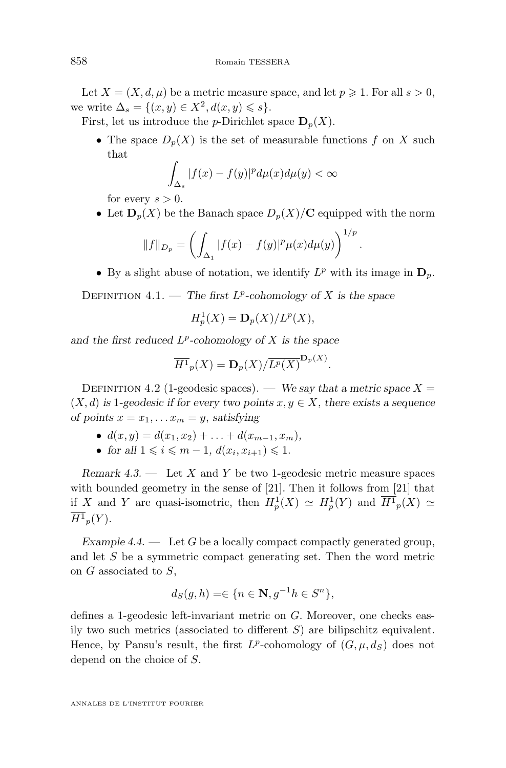Let $X = (X, d, \mu)$ be a metric measure space, and let $p \geqslant 1$. For all $s > 0$, we write $\Delta_s = \{(x,y) \in X^2, d(x,y) \leqslant s\}$.

First, let us introduce the $p$-Dirichlet space $\mathbf{D}_p(X)$.

- The space $D_p(X)$ is the set of measurable functions $f$ on $X$ such that
$$\int_{\Delta_s} |f(x) - f(y)|^p d\mu(x) d\mu(y) < \infty$$
for every $s > 0$.
- Let $\mathbf{D}_p(X)$ be the Banach space $D_p(X)/\mathbf{C}$ equipped with the norm
$$\|f\|_{D_p} = \left( \int_{\Delta_1} |f(x) - f(y)|^p \mu(x) d\mu(y) \right)^{1/p}.$$
- By a slight abuse of notation, we identify $L^p$ with its image in $\mathbf{D}_p$.

Definition 4.1. — *The first $L^p$-cohomology of $X$ is the space*
$$H^1_p(X) = \mathbf{D}_p(X)/L^p(X),$$
*and the first reduced $L^p$-cohomology of $X$ is the space*
$$\overline{H^1}_p(X) = \mathbf{D}_p(X)/\overline{L^p(X)}^{\mathbf{D}_p(X)}.$$

Definition 4.2 (1-geodesic spaces). — *We say that a metric space $X = (X, d)$ is 1-geodesic if for every two points $x, y \in X$, there exists a sequence of points $x = x_1, \ldots x_m = y$, satisfying*

- $d(x,y) = d(x_1, x_2) + \ldots + d(x_{m-1}, x_m)$,
- *for all $1 \leqslant i \leqslant m-1$, $d(x_i, x_{i+1}) \leqslant 1$.*

*Remark 4.3.* — Let $X$ and $Y$ be two 1-geodesic metric measure spaces with bounded geometry in the sense of [21]. Then it follows from [21] that if $X$ and $Y$ are quasi-isometric, then $H^1_p(X) \simeq H^1_p(Y)$ and $\overline{H^1}_p(X) \simeq \overline{H^1}_p(Y)$.

*Example 4.4.* — Let $G$ be a locally compact compactly generated group, and let $S$ be a symmetric compact generating set. Then the word metric on $G$ associated to $S$,
$$d_S(g,h) = \in \{n \in \mathbf{N}, g^{-1}h \in S^n\},$$
defines a 1-geodesic left-invariant metric on $G$. Moreover, one checks easily two such metrics (associated to different $S$) are bilipschitz equivalent. Hence, by Pansu's result, the first $L^p$-cohomology of $(G, \mu, d_S)$ does not depend on the choice of $S$.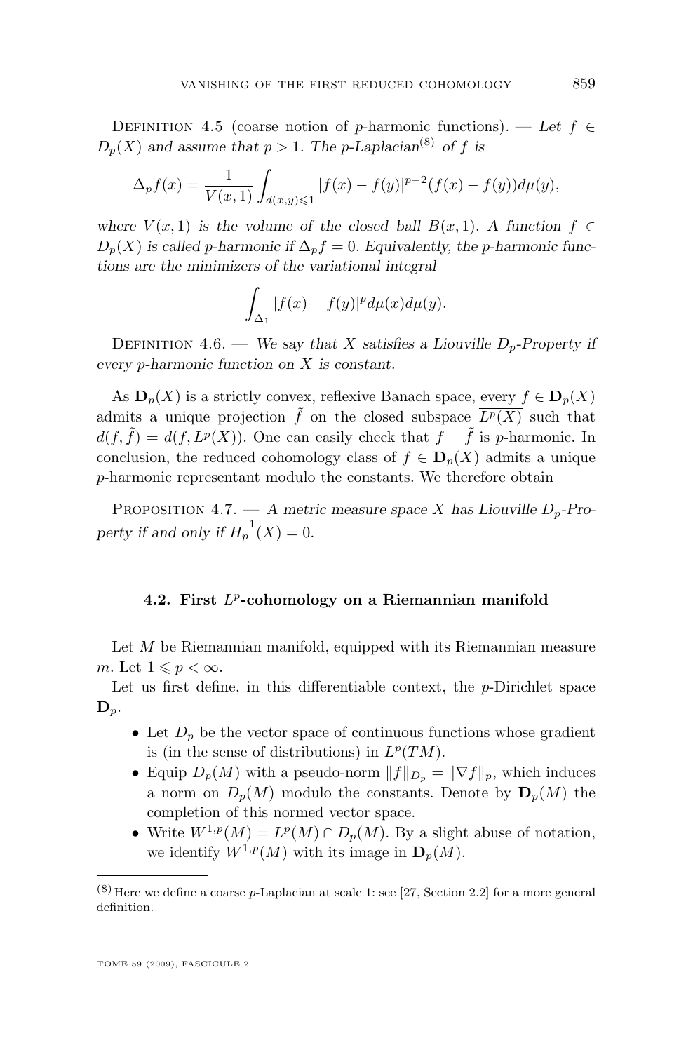Definition 4.5 (coarse notion of $p$-harmonic functions). — *Let $f \in D_p(X)$ and assume that $p > 1$. The $p$-Laplacian*[8] *of $f$ is*

$$\Delta_p f(x) = \frac{1}{V(x,1)} \int_{d(x,y)\leqslant 1} |f(x) - f(y)|^{p-2}(f(x) - f(y))d\mu(y),$$

*where $V(x,1)$ is the volume of the closed ball $B(x,1)$. A function $f \in D_p(X)$ is called $p$-harmonic if $\Delta_p f = 0$. Equivalently, the $p$-harmonic functions are the minimizers of the variational integral*

$$\int_{\Delta_1} |f(x) - f(y)|^p d\mu(x)d\mu(y).$$

Definition 4.6. — *We say that $X$ satisfies a Liouville $D_p$-Property if every $p$-harmonic function on $X$ is constant.*

As $\mathbf{D}_p(X)$ is a strictly convex, reflexive Banach space, every $f \in \mathbf{D}_p(X)$ admits a unique projection $\tilde{f}$ on the closed subspace $\overline{L^p(X)}$ such that $d(f, \tilde{f}) = d(f, \overline{L^p(X)})$. One can easily check that $f - \tilde{f}$ is $p$-harmonic. In conclusion, the reduced cohomology class of $f \in \mathbf{D}_p(X)$ admits a unique $p$-harmonic representant modulo the constants. We therefore obtain

Proposition 4.7. — *A metric measure space $X$ has Liouville $D_p$-Property if and only if $\overline{H_p}^1(X) = 0$.*

### 4.2. First $L^p$-cohomology on a Riemannian manifold

Let $M$ be Riemannian manifold, equipped with its Riemannian measure $m$. Let $1 \leqslant p < \infty$.

Let us first define, in this differentiable context, the $p$-Dirichlet space $\mathbf{D}_p$.

- Let $D_p$ be the vector space of continuous functions whose gradient is (in the sense of distributions) in $L^p(TM)$.
- Equip $D_p(M)$ with a pseudo-norm $\|f\|_{D_p} = \|\nabla f\|_p$, which induces a norm on $D_p(M)$ modulo the constants. Denote by $\mathbf{D}_p(M)$ the completion of this normed vector space.
- Write $W^{1,p}(M) = L^p(M) \cap D_p(M)$. By a slight abuse of notation, we identify $W^{1,p}(M)$ with its image in $\mathbf{D}_p(M)$.

[8] Here we define a coarse $p$-Laplacian at scale 1: see [27, Section 2.2] for a more general definition.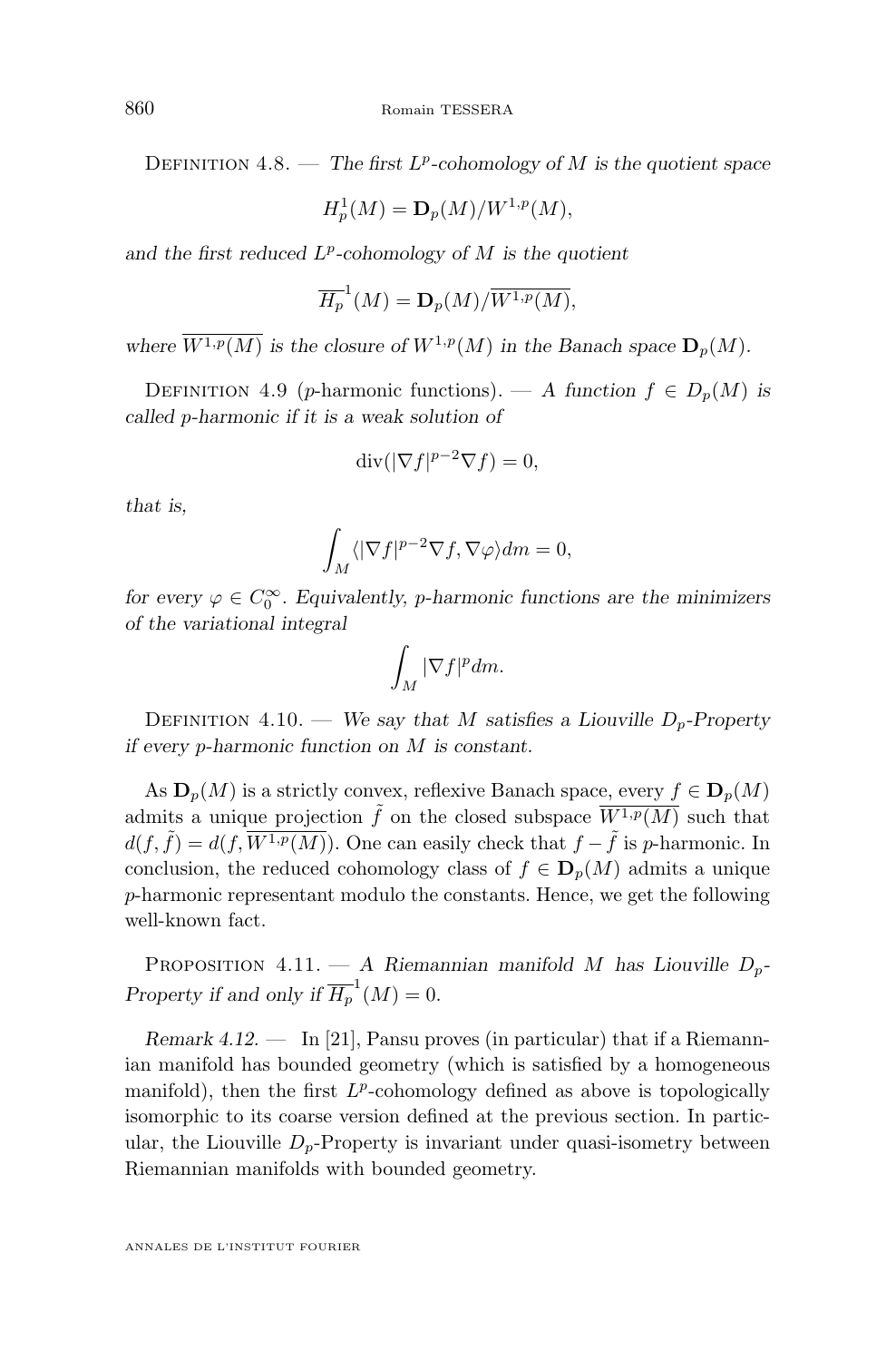Definition 4.8. — *The first $L^p$-cohomology of $M$ is the quotient space*

$$H_p^1(M) = \mathbf{D}_p(M)/W^{1,p}(M),$$

*and the first reduced $L^p$-cohomology of $M$ is the quotient*

$$\overline{H_p}^1(M) = \mathbf{D}_p(M)/\overline{W^{1,p}(M)},$$

*where $\overline{W^{1,p}(M)}$ is the closure of $W^{1,p}(M)$ in the Banach space $\mathbf{D}_p(M)$.*

Definition 4.9 ($p$-harmonic functions). — *A function $f \in D_p(M)$ is called $p$-harmonic if it is a weak solution of*

$$\mathrm{div}(|\nabla f|^{p-2}\nabla f) = 0,$$

*that is,*

$$\int_M \langle |\nabla f|^{p-2}\nabla f, \nabla\varphi\rangle dm = 0,$$

*for every $\varphi \in C_0^\infty$. Equivalently, $p$-harmonic functions are the minimizers of the variational integral*

$$\int_M |\nabla f|^p dm.$$

Definition 4.10. — *We say that $M$ satisfies a Liouville $D_p$-Property if every $p$-harmonic function on $M$ is constant.*

As $\mathbf{D}_p(M)$ is a strictly convex, reflexive Banach space, every $f \in \mathbf{D}_p(M)$ admits a unique projection $\tilde{f}$ on the closed subspace $\overline{W^{1,p}(M)}$ such that $d(f, \tilde{f}) = d(f, \overline{W^{1,p}(M)})$. One can easily check that $f - \tilde{f}$ is $p$-harmonic. In conclusion, the reduced cohomology class of $f \in \mathbf{D}_p(M)$ admits a unique $p$-harmonic representant modulo the constants. Hence, we get the following well-known fact.

Proposition 4.11. — *A Riemannian manifold $M$ has Liouville $D_p$-Property if and only if $\overline{H_p}^1(M) = 0$.*

*Remark 4.12.* — In [21], Pansu proves (in particular) that if a Riemannian manifold has bounded geometry (which is satisfied by a homogeneous manifold), then the first $L^p$-cohomology defined as above is topologically isomorphic to its coarse version defined at the previous section. In particular, the Liouville $D_p$-Property is invariant under quasi-isometry between Riemannian manifolds with bounded geometry.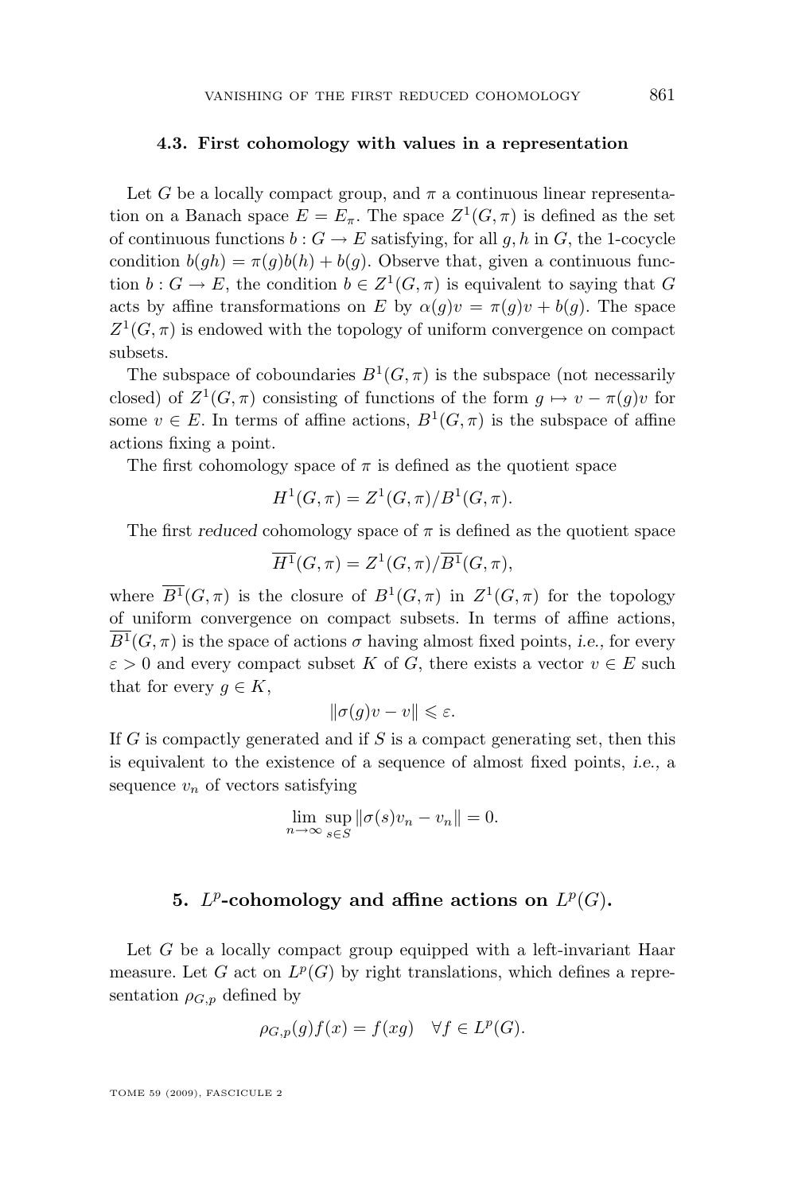### 4.3. First cohomology with values in a representation

Let $G$ be a locally compact group, and $\pi$ a continuous linear representation on a Banach space $E = E_\pi$. The space $Z^1(G,\pi)$ is defined as the set of continuous functions $b : G \to E$ satisfying, for all $g, h$ in $G$, the 1-cocycle condition $b(gh) = \pi(g)b(h) + b(g)$. Observe that, given a continuous function $b : G \to E$, the condition $b \in Z^1(G,\pi)$ is equivalent to saying that $G$ acts by affine transformations on $E$ by $\alpha(g)v = \pi(g)v + b(g)$. The space $Z^1(G,\pi)$ is endowed with the topology of uniform convergence on compact subsets.

The subspace of coboundaries $B^1(G,\pi)$ is the subspace (not necessarily closed) of $Z^1(G,\pi)$ consisting of functions of the form $g \mapsto v - \pi(g)v$ for some $v \in E$. In terms of affine actions, $B^1(G,\pi)$ is the subspace of affine actions fixing a point.

The first cohomology space of $\pi$ is defined as the quotient space

$$H^1(G,\pi) = Z^1(G,\pi)/B^1(G,\pi).$$

The first *reduced* cohomology space of $\pi$ is defined as the quotient space

$$\overline{H^1}(G,\pi) = Z^1(G,\pi)/\overline{B^1}(G,\pi),$$

where $\overline{B^1}(G,\pi)$ is the closure of $B^1(G,\pi)$ in $Z^1(G,\pi)$ for the topology of uniform convergence on compact subsets. In terms of affine actions, $\overline{B^1}(G,\pi)$ is the space of actions $\sigma$ having almost fixed points, *i.e.*, for every $\varepsilon > 0$ and every compact subset $K$ of $G$, there exists a vector $v \in E$ such that for every $g \in K$,

$$\|\sigma(g)v - v\| \leqslant \varepsilon.$$

If $G$ is compactly generated and if $S$ is a compact generating set, then this is equivalent to the existence of a sequence of almost fixed points, *i.e.*, a sequence $v_n$ of vectors satisfying

$$\lim_{n\to\infty} \sup_{s\in S} \|\sigma(s)v_n - v_n\| = 0.$$

## 5. $L^p$-cohomology and affine actions on $L^p(G)$.

Let $G$ be a locally compact group equipped with a left-invariant Haar measure. Let $G$ act on $L^p(G)$ by right translations, which defines a representation $\rho_{G,p}$ defined by

$$\rho_{G,p}(g)f(x) = f(xg) \quad \forall f \in L^p(G).$$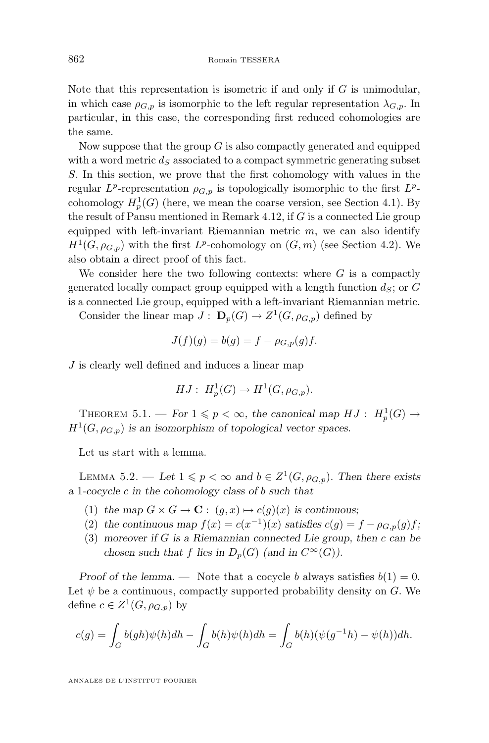Note that this representation is isometric if and only if $G$ is unimodular, in which case $\rho_{G,p}$ is isomorphic to the left regular representation $\lambda_{G,p}$. In particular, in this case, the corresponding first reduced cohomologies are the same.

Now suppose that the group $G$ is also compactly generated and equipped with a word metric $d_S$ associated to a compact symmetric generating subset $S$. In this section, we prove that the first cohomology with values in the regular $L^p$-representation $\rho_{G,p}$ is topologically isomorphic to the first $L^p$-cohomology $H_p^1(G)$ (here, we mean the coarse version, see Section 4.1). By the result of Pansu mentioned in Remark 4.12, if $G$ is a connected Lie group equipped with left-invariant Riemannian metric $m$, we can also identify $H^1(G, \rho_{G,p})$ with the first $L^p$-cohomology on $(G, m)$ (see Section 4.2). We also obtain a direct proof of this fact.

We consider here the two following contexts: where $G$ is a compactly generated locally compact group equipped with a length function $d_S$; or $G$ is a connected Lie group, equipped with a left-invariant Riemannian metric.

Consider the linear map $J: \mathbf{D}_p(G) \to Z^1(G, \rho_{G,p})$ defined by

$$J(f)(g) = b(g) = f - \rho_{G,p}(g)f.$$

$J$ is clearly well defined and induces a linear map

$$HJ: \ H_p^1(G) \to H^1(G, \rho_{G,p}).$$

Theorem 5.1. — *For $1 \leqslant p < \infty$, the canonical map $HJ: \ H_p^1(G) \to H^1(G, \rho_{G,p})$ is an isomorphism of topological vector spaces.*

Let us start with a lemma.

Lemma 5.2. — *Let $1 \leqslant p < \infty$ and $b \in Z^1(G, \rho_{G,p})$. Then there exists a 1-cocycle $c$ in the cohomology class of $b$ such that*

1. *the map $G \times G \to \mathbf{C}: \ (g,x) \mapsto c(g)(x)$ is continuous;*
2. *the continuous map $f(x) = c(x^{-1})(x)$ satisfies $c(g) = f - \rho_{G,p}(g)f$;*
3. *moreover if $G$ is a Riemannian connected Lie group, then $c$ can be chosen such that $f$ lies in $D_p(G)$ (and in $C^\infty(G)$).*

*Proof of the lemma.* — Note that a cocycle $b$ always satisfies $b(1) = 0$. Let $\psi$ be a continuous, compactly supported probability density on $G$. We define $c \in Z^1(G, \rho_{G,p})$ by

$$c(g) = \int_G b(gh)\psi(h)dh - \int_G b(h)\psi(h)dh = \int_G b(h)(\psi(g^{-1}h) - \psi(h))dh.$$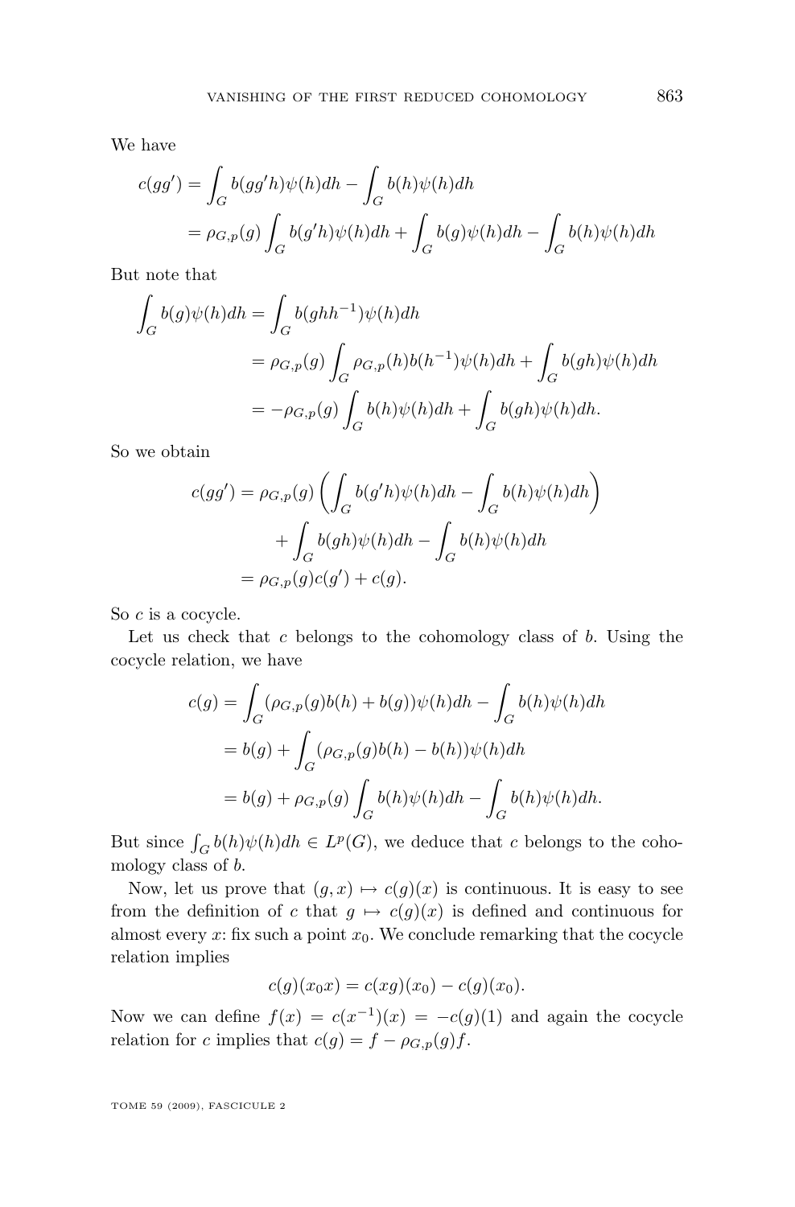We have

$$
\begin{aligned}
c(gg') &= \int_G b(gg'h)\psi(h)dh - \int_G b(h)\psi(h)dh \\
&= \rho_{G,p}(g)\int_G b(g'h)\psi(h)dh + \int_G b(g)\psi(h)dh - \int_G b(h)\psi(h)dh
\end{aligned}
$$

But note that

$$
\begin{aligned}
\int_G b(g)\psi(h)dh &= \int_G b(ghh^{-1})\psi(h)dh \\
&= \rho_{G,p}(g)\int_G \rho_{G,p}(h)b(h^{-1})\psi(h)dh + \int_G b(gh)\psi(h)dh \\
&= -\rho_{G,p}(g)\int_G b(h)\psi(h)dh + \int_G b(gh)\psi(h)dh.
\end{aligned}
$$

So we obtain

$$
\begin{aligned}
c(gg') &= \rho_{G,p}(g)\left(\int_G b(g'h)\psi(h)dh - \int_G b(h)\psi(h)dh\right) \\
&\qquad + \int_G b(gh)\psi(h)dh - \int_G b(h)\psi(h)dh \\
&= \rho_{G,p}(g)c(g') + c(g).
\end{aligned}
$$

So $c$ is a cocycle.

Let us check that $c$ belongs to the cohomology class of $b$. Using the cocycle relation, we have

$$
\begin{aligned}
c(g) &= \int_G (\rho_{G,p}(g)b(h) + b(g))\psi(h)dh - \int_G b(h)\psi(h)dh \\
&= b(g) + \int_G (\rho_{G,p}(g)b(h) - b(h))\psi(h)dh \\
&= b(g) + \rho_{G,p}(g)\int_G b(h)\psi(h)dh - \int_G b(h)\psi(h)dh.
\end{aligned}
$$

But since $\int_G b(h)\psi(h)dh \in L^p(G)$, we deduce that $c$ belongs to the cohomology class of $b$.

Now, let us prove that $(g,x)\mapsto c(g)(x)$ is continuous. It is easy to see from the definition of $c$ that $g\mapsto c(g)(x)$ is defined and continuous for almost every $x$: fix such a point $x_0$. We conclude remarking that the cocycle relation implies

$$
c(g)(x_0x) = c(xg)(x_0) - c(g)(x_0).
$$

Now we can define $f(x) = c(x^{-1})(x) = -c(g)(1)$ and again the cocycle relation for $c$ implies that $c(g) = f - \rho_{G,p}(g)f$.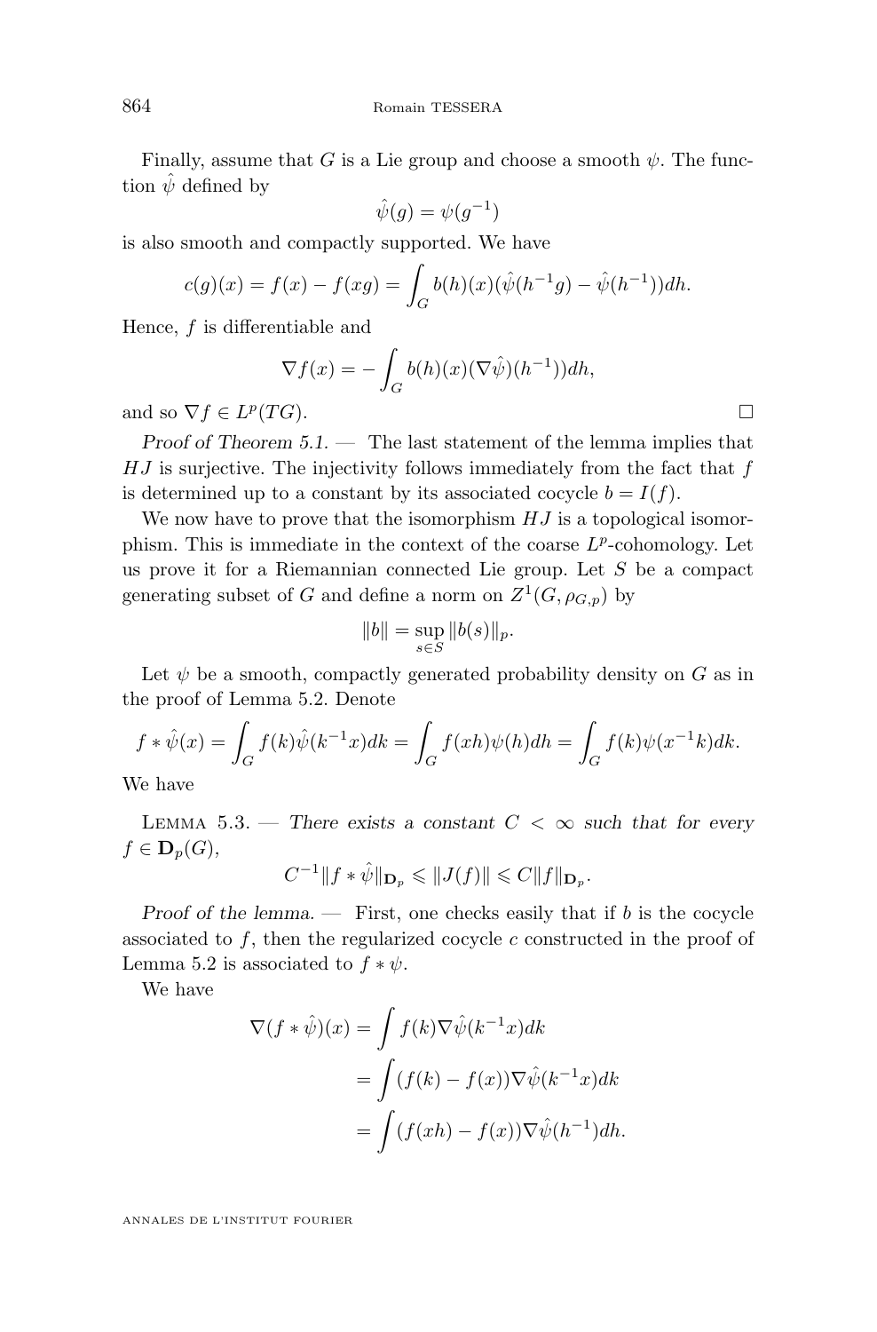Finally, assume that $G$ is a Lie group and choose a smooth $\psi$. The function $\hat{\psi}$ defined by

$$\hat{\psi}(g) = \psi(g^{-1})$$

is also smooth and compactly supported. We have

$$c(g)(x) = f(x) - f(xg) = \int_G b(h)(x)(\hat{\psi}(h^{-1}g) - \hat{\psi}(h^{-1}))dh.$$

Hence, $f$ is differentiable and

$$\nabla f(x) = -\int_G b(h)(x)(\nabla\hat{\psi})(h^{-1}))dh,$$

and so $\nabla f \in L^p(TG)$. $\square$

*Proof of Theorem 5.1.* — The last statement of the lemma implies that $HJ$ is surjective. The injectivity follows immediately from the fact that $f$ is determined up to a constant by its associated cocycle $b = I(f)$.

We now have to prove that the isomorphism $HJ$ is a topological isomorphism. This is immediate in the context of the coarse $L^p$-cohomology. Let us prove it for a Riemannian connected Lie group. Let $S$ be a compact generating subset of $G$ and define a norm on $Z^1(G, \rho_{G,p})$ by

$$\|b\| = \sup_{s\in S} \|b(s)\|_p.$$

Let $\psi$ be a smooth, compactly generated probability density on $G$ as in the proof of Lemma 5.2. Denote

$$f * \hat{\psi}(x) = \int_G f(k)\hat{\psi}(k^{-1}x)dk = \int_G f(xh)\psi(h)dh = \int_G f(k)\psi(x^{-1}k)dk.$$

We have

Lemma 5.3. — *There exists a constant $C < \infty$ such that for every $f \in \mathbf{D}_p(G)$,*

$$C^{-1}\|f * \hat{\psi}\|_{\mathbf{D}_p} \leqslant \|J(f)\| \leqslant C\|f\|_{\mathbf{D}_p}.$$

*Proof of the lemma.* — First, one checks easily that if $b$ is the cocycle associated to $f$, then the regularized cocycle $c$ constructed in the proof of Lemma 5.2 is associated to $f * \psi$.

We have

$$\begin{aligned}
\nabla(f * \hat{\psi})(x) &= \int f(k)\nabla\hat{\psi}(k^{-1}x)dk \\
&= \int (f(k) - f(x))\nabla\hat{\psi}(k^{-1}x)dk \\
&= \int (f(xh) - f(x))\nabla\hat{\psi}(h^{-1})dh.
\end{aligned}$$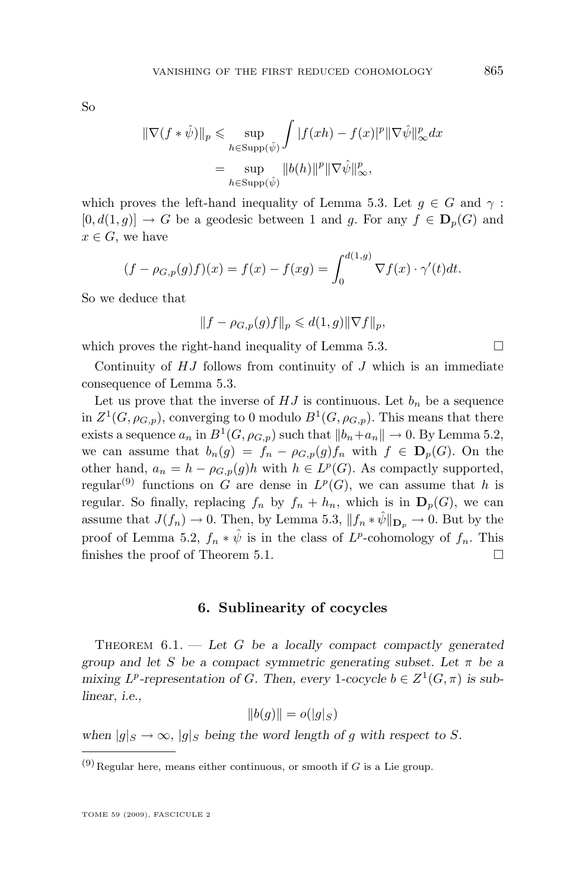So

$$\|\nabla(f * \hat{\psi})\|_p \leqslant \sup_{h \in \mathrm{Supp}(\hat{\psi})} \int |f(xh) - f(x)|^p \|\nabla \hat{\psi}\|_\infty^p dx$$
$$= \sup_{h \in \mathrm{Supp}(\hat{\psi})} \|b(h)\|^p \|\nabla \hat{\psi}\|_\infty^p,$$

which proves the left-hand inequality of Lemma 5.3. Let $g \in G$ and $\gamma : [0, d(1,g)] \to G$ be a geodesic between 1 and $g$. For any $f \in \mathbf{D}_p(G)$ and $x \in G$, we have

$$(f - \rho_{G,p}(g)f)(x) = f(x) - f(xg) = \int_0^{d(1,g)} \nabla f(x) \cdot \gamma'(t) dt.$$

So we deduce that

$$\|f - \rho_{G,p}(g)f\|_p \leqslant d(1,g)\|\nabla f\|_p,$$

which proves the right-hand inequality of Lemma 5.3. □

Continuity of $HJ$ follows from continuity of $J$ which is an immediate consequence of Lemma 5.3.

Let us prove that the inverse of $HJ$ is continuous. Let $b_n$ be a sequence in $Z^1(G, \rho_{G,p})$, converging to 0 modulo $B^1(G, \rho_{G,p})$. This means that there exists a sequence $a_n$ in $B^1(G, \rho_{G,p})$ such that $\|b_n + a_n\| \to 0$. By Lemma 5.2, we can assume that $b_n(g) = f_n - \rho_{G,p}(g)f_n$ with $f \in \mathbf{D}_p(G)$. On the other hand, $a_n = h - \rho_{G,p}(g)h$ with $h \in L^p(G)$. As compactly supported, regular[9] functions on $G$ are dense in $L^p(G)$, we can assume that $h$ is regular. So finally, replacing $f_n$ by $f_n + h_n$, which is in $\mathbf{D}_p(G)$, we can assume that $J(f_n) \to 0$. Then, by Lemma 5.3, $\|f_n * \hat{\psi}\|_{\mathbf{D}_p} \to 0$. But by the proof of Lemma 5.2, $f_n * \hat{\psi}$ is in the class of $L^p$-cohomology of $f_n$. This finishes the proof of Theorem 5.1. □

## 6. Sublinearity of cocycles

Theorem 6.1. — *Let $G$ be a locally compact compactly generated group and let $S$ be a compact symmetric generating subset. Let $\pi$ be a mixing $L^p$-representation of $G$. Then, every 1-cocycle $b \in Z^1(G, \pi)$ is sublinear, i.e.,*

$$\|b(g)\| = o(|g|_S)$$

*when $|g|_S \to \infty$, $|g|_S$ being the word length of $g$ with respect to $S$.*

[9] Regular here, means either continuous, or smooth if $G$ is a Lie group.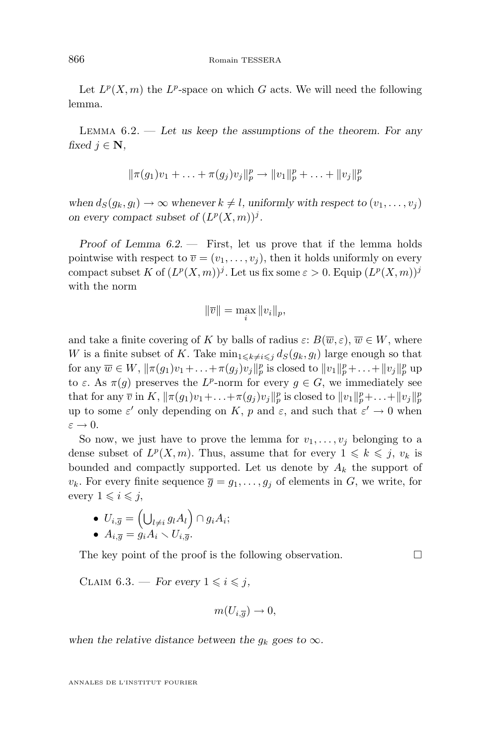Let $L^p(X,m)$ the $L^p$-space on which $G$ acts. We will need the following lemma.

Lemma 6.2. — *Let us keep the assumptions of the theorem. For any fixed $j \in \mathbf{N}$,*

$$\|\pi(g_1)v_1 + \ldots + \pi(g_j)v_j\|_p^p \to \|v_1\|_p^p + \ldots + \|v_j\|_p^p$$

*when $d_S(g_k, g_l) \to \infty$ whenever $k \neq l$, uniformly with respect to $(v_1, \ldots, v_j)$ on every compact subset of $(L^p(X,m))^j$.*

*Proof of Lemma 6.2.* — First, let us prove that if the lemma holds pointwise with respect to $\overline{v} = (v_1, \ldots, v_j)$, then it holds uniformly on every compact subset $K$ of $(L^p(X,m))^j$. Let us fix some $\varepsilon > 0$. Equip $(L^p(X,m))^j$ with the norm

$$\|\overline{v}\| = \max_i \|v_i\|_p,$$

and take a finite covering of $K$ by balls of radius $\varepsilon$: $B(\overline{w}, \varepsilon)$, $\overline{w} \in W$, where $W$ is a finite subset of $K$. Take $\min_{1 \leqslant k \neq i \leqslant j} d_S(g_k, g_l)$ large enough so that for any $\overline{w} \in W$, $\|\pi(g_1)v_1 + \ldots + \pi(g_j)v_j\|_p^p$ is closed to $\|v_1\|_p^p + \ldots + \|v_j\|_p^p$ up to $\varepsilon$. As $\pi(g)$ preserves the $L^p$-norm for every $g \in G$, we immediately see that for any $\overline{v}$ in $K$, $\|\pi(g_1)v_1 + \ldots + \pi(g_j)v_j\|_p^p$ is closed to $\|v_1\|_p^p + \ldots + \|v_j\|_p^p$ up to some $\varepsilon'$ only depending on $K$, $p$ and $\varepsilon$, and such that $\varepsilon' \to 0$ when $\varepsilon \to 0$.

So now, we just have to prove the lemma for $v_1, \ldots, v_j$ belonging to a dense subset of $L^p(X,m)$. Thus, assume that for every $1 \leqslant k \leqslant j$, $v_k$ is bounded and compactly supported. Let us denote by $A_k$ the support of $v_k$. For every finite sequence $\overline{g} = g_1, \ldots, g_j$ of elements in $G$, we write, for every $1 \leqslant i \leqslant j$,

- $U_{i,\overline{g}} = \left(\bigcup_{l \neq i} g_l A_l\right) \cap g_i A_i$;
- $A_{i,\overline{g}} = g_i A_i \smallsetminus U_{i,\overline{g}}$.

The key point of the proof is the following observation. □

Claim 6.3. — *For every $1 \leqslant i \leqslant j$,*

$$m(U_{i,\overline{g}}) \to 0,$$

*when the relative distance between the $g_k$ goes to $\infty$.*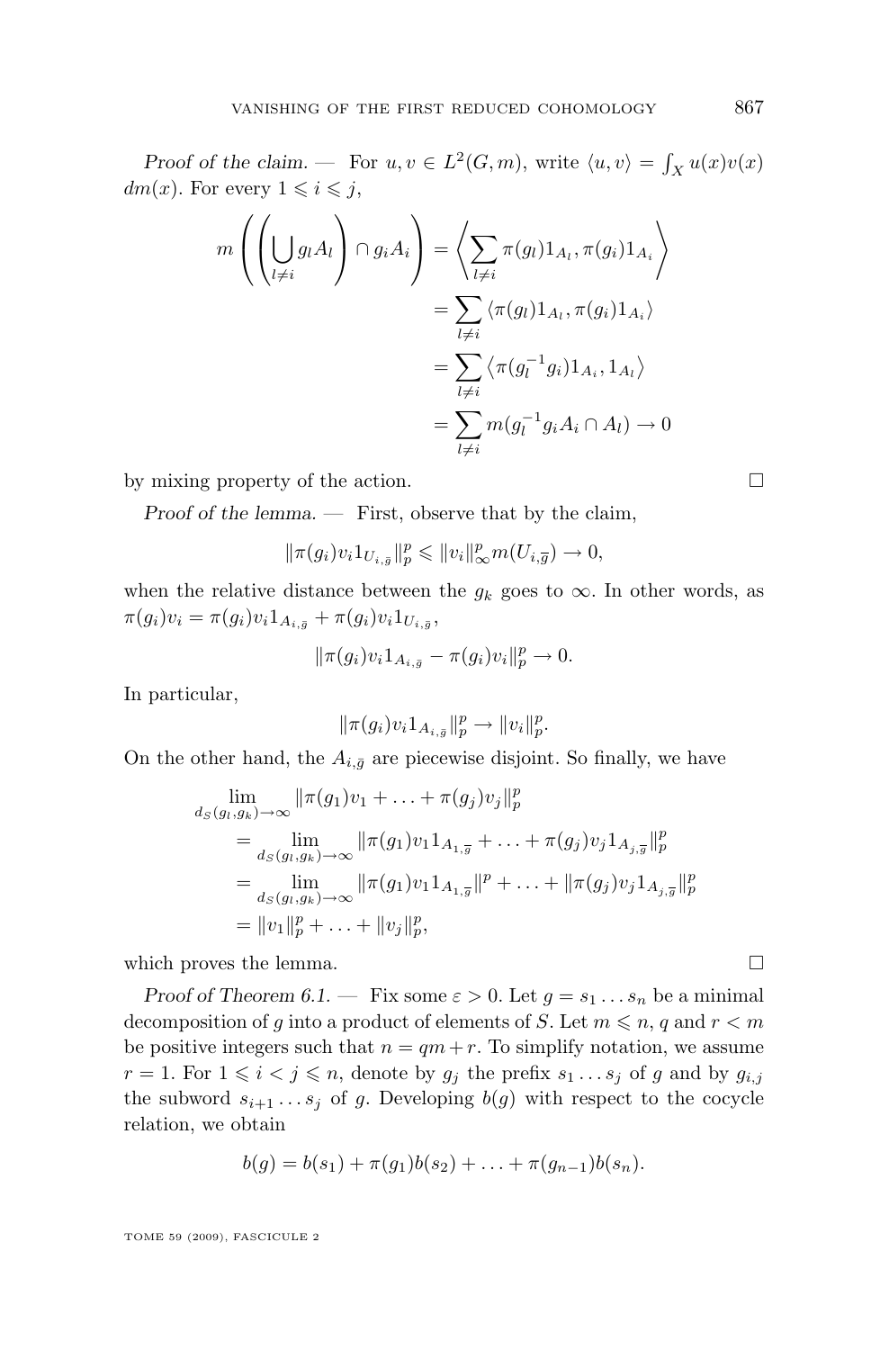*Proof of the claim.* — For $u, v \in L^2(G, m)$, write $\langle u, v\rangle = \int_X u(x)v(x)\, dm(x)$. For every $1 \leqslant i \leqslant j$,

$$m\left(\left(\bigcup_{l\neq i} g_l A_l\right) \cap g_i A_i\right) = \left\langle \sum_{l\neq i} \pi(g_l)1_{A_l}, \pi(g_i)1_{A_i}\right\rangle$$
$$= \sum_{l\neq i} \langle \pi(g_l)1_{A_l}, \pi(g_i)1_{A_i}\rangle$$
$$= \sum_{l\neq i} \langle \pi(g_l^{-1}g_i)1_{A_i}, 1_{A_l}\rangle$$
$$= \sum_{l\neq i} m(g_l^{-1}g_iA_i \cap A_l) \to 0$$

by mixing property of the action. □

*Proof of the lemma.* — First, observe that by the claim,

$$\|\pi(g_i)v_i 1_{U_{i,\bar g}}\|_p^p \leqslant \|v_i\|_\infty^p m(U_{i,\bar g}) \to 0,$$

when the relative distance between the $g_k$ goes to $\infty$. In other words, as $\pi(g_i)v_i = \pi(g_i)v_i 1_{A_{i,\bar g}} + \pi(g_i)v_i 1_{U_{i,\bar g}}$,

$$\|\pi(g_i)v_i 1_{A_{i,\bar g}} - \pi(g_i)v_i\|_p^p \to 0.$$

In particular,

$$\|\pi(g_i)v_i 1_{A_{i,\bar g}}\|_p^p \to \|v_i\|_p^p.$$

On the other hand, the $A_{i,\bar g}$ are piecewise disjoint. So finally, we have

$$\begin{aligned}
&\lim_{d_S(g_l,g_k)\to\infty} \|\pi(g_1)v_1 + \ldots + \pi(g_j)v_j\|_p^p \\
&= \lim_{d_S(g_l,g_k)\to\infty} \|\pi(g_1)v_1 1_{A_{1,\bar g}} + \ldots + \pi(g_j)v_j 1_{A_{j,\bar g}}\|_p^p \\
&= \lim_{d_S(g_l,g_k)\to\infty} \|\pi(g_1)v_1 1_{A_{1,\bar g}}\|^p + \ldots + \|\pi(g_j)v_j 1_{A_{j,\bar g}}\|_p^p \\
&= \|v_1\|_p^p + \ldots + \|v_j\|_p^p,
\end{aligned}$$

which proves the lemma. □

*Proof of Theorem 6.1.* — Fix some $\varepsilon > 0$. Let $g = s_1 \ldots s_n$ be a minimal decomposition of $g$ into a product of elements of $S$. Let $m \leqslant n$, $q$ and $r < m$ be positive integers such that $n = qm + r$. To simplify notation, we assume $r = 1$. For $1 \leqslant i < j \leqslant n$, denote by $g_j$ the prefix $s_1 \ldots s_j$ of $g$ and by $g_{i,j}$ the subword $s_{i+1} \ldots s_j$ of $g$. Developing $b(g)$ with respect to the cocycle relation, we obtain

$$b(g) = b(s_1) + \pi(g_1)b(s_2) + \ldots + \pi(g_{n-1})b(s_n).$$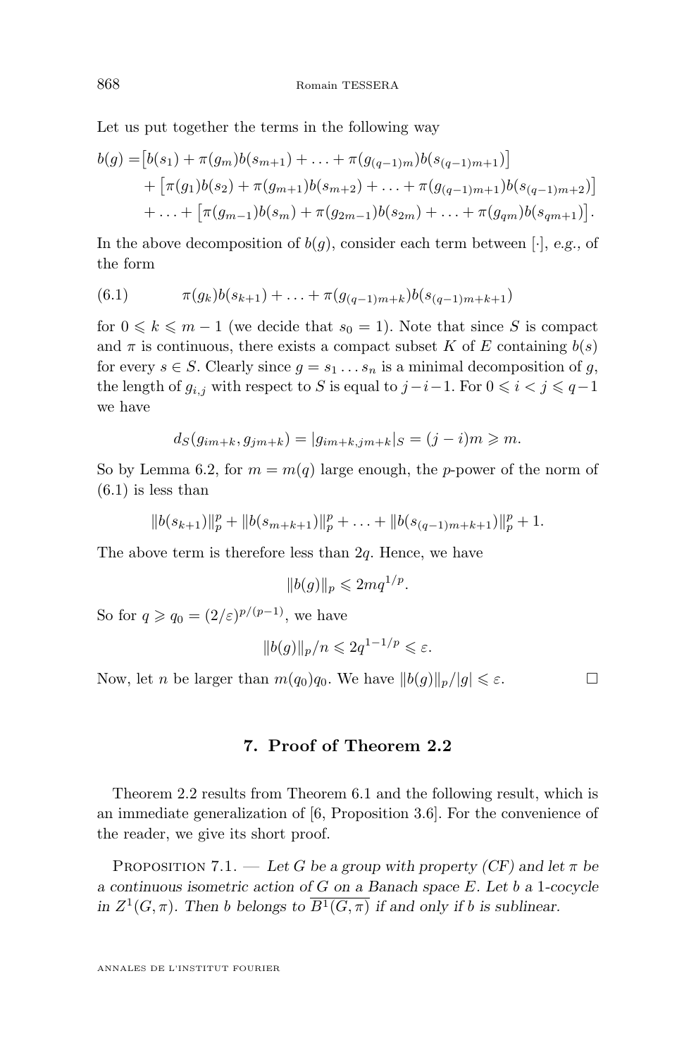Let us put together the terms in the following way

$$
\begin{aligned}
b(g) = & \big[b(s_1) + \pi(g_m)b(s_{m+1}) + \ldots + \pi(g_{(q-1)m})b(s_{(q-1)m+1})\big] \\
& + \big[\pi(g_1)b(s_2) + \pi(g_{m+1})b(s_{m+2}) + \ldots + \pi(g_{(q-1)m+1})b(s_{(q-1)m+2})\big] \\
& + \ldots + \big[\pi(g_{m-1})b(s_m) + \pi(g_{2m-1})b(s_{2m}) + \ldots + \pi(g_{qm})b(s_{qm+1})\big].
\end{aligned}
$$

In the above decomposition of $b(g)$, consider each term between $[\cdot]$, *e.g.*, of the form

$$
\pi(g_k)b(s_{k+1}) + \ldots + \pi(g_{(q-1)m+k})b(s_{(q-1)m+k+1}) \tag{6.1}
$$

for $0 \leqslant k \leqslant m-1$ (we decide that $s_0 = 1$). Note that since $S$ is compact and $\pi$ is continuous, there exists a compact subset $K$ of $E$ containing $b(s)$ for every $s \in S$. Clearly since $g = s_1 \ldots s_n$ is a minimal decomposition of $g$, the length of $g_{i,j}$ with respect to $S$ is equal to $j-i-1$. For $0 \leqslant i < j \leqslant q-1$ we have

$$
d_S(g_{im+k}, g_{jm+k}) = |g_{im+k,jm+k}|_S = (j-i)m \geqslant m.
$$

So by Lemma 6.2, for $m = m(q)$ large enough, the $p$-power of the norm of (6.1) is less than

$$
\|b(s_{k+1})\|_p^p + \|b(s_{m+k+1})\|_p^p + \ldots + \|b(s_{(q-1)m+k+1})\|_p^p + 1.
$$

The above term is therefore less than $2q$. Hence, we have

$$
\|b(g)\|_p \leqslant 2mq^{1/p}.
$$

So for $q \geqslant q_0 = (2/\varepsilon)^{p/(p-1)}$, we have

$$
\|b(g)\|_p / n \leqslant 2q^{1-1/p} \leqslant \varepsilon.
$$

Now, let $n$ be larger than $m(q_0)q_0$. We have $\|b(g)\|_p/|g| \leqslant \varepsilon$. $\square$

## 7. Proof of Theorem 2.2

Theorem 2.2 results from Theorem 6.1 and the following result, which is an immediate generalization of [6, Proposition 3.6]. For the convenience of the reader, we give its short proof.

Proposition 7.1. — *Let $G$ be a group with property (CF) and let $\pi$ be a continuous isometric action of $G$ on a Banach space $E$. Let $b$ a 1-cocycle in $Z^1(G,\pi)$. Then $b$ belongs to $\overline{B^1(G,\pi)}$ if and only if $b$ is sublinear.*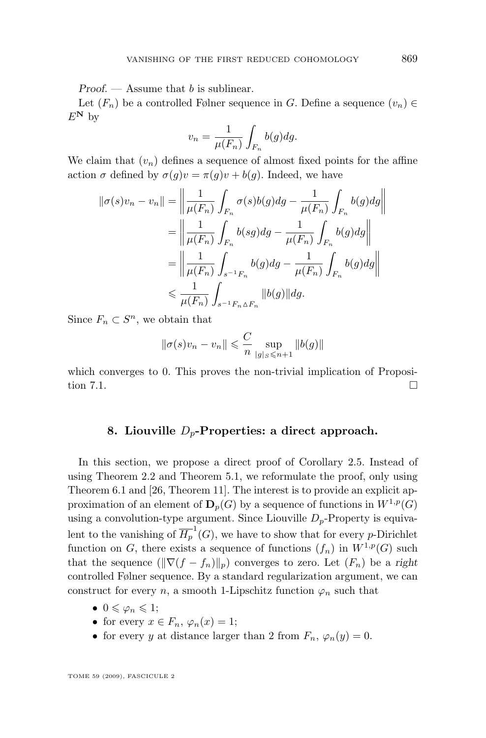*Proof.* — Assume that $b$ is sublinear.

Let $(F_n)$ be a controlled Følner sequence in $G$. Define a sequence $(v_n) \in E^{\mathbf{N}}$ by

$$v_n = \frac{1}{\mu(F_n)} \int_{F_n} b(g)dg.$$

We claim that $(v_n)$ defines a sequence of almost fixed points for the affine action $\sigma$ defined by $\sigma(g)v = \pi(g)v + b(g)$. Indeed, we have

$$\begin{aligned}
\|\sigma(s)v_n - v_n\| &= \left\| \frac{1}{\mu(F_n)} \int_{F_n} \sigma(s)b(g)dg - \frac{1}{\mu(F_n)} \int_{F_n} b(g)dg \right\| \\
&= \left\| \frac{1}{\mu(F_n)} \int_{F_n} b(sg)dg - \frac{1}{\mu(F_n)} \int_{F_n} b(g)dg \right\| \\
&= \left\| \frac{1}{\mu(F_n)} \int_{s^{-1}F_n} b(g)dg - \frac{1}{\mu(F_n)} \int_{F_n} b(g)dg \right\| \\
&\leqslant \frac{1}{\mu(F_n)} \int_{s^{-1}F_n \triangle F_n} \|b(g)\| dg.
\end{aligned}$$

Since $F_n \subset S^n$, we obtain that

$$\|\sigma(s)v_n - v_n\| \leqslant \frac{C}{n} \sup_{|g|_S \leqslant n+1} \|b(g)\|$$

which converges to 0. This proves the non-trivial implication of Proposition 7.1. $\square$

## 8. Liouville $D_p$-Properties: a direct approach.

In this section, we propose a direct proof of Corollary 2.5. Instead of using Theorem 2.2 and Theorem 5.1, we reformulate the proof, only using Theorem 6.1 and [26, Theorem 11]. The interest is to provide an explicit approximation of an element of $\mathbf{D}_p(G)$ by a sequence of functions in $W^{1,p}(G)$ using a convolution-type argument. Since Liouville $D_p$-Property is equivalent to the vanishing of $\overline{H_p}^1(G)$, we have to show that for every $p$-Dirichlet function on $G$, there exists a sequence of functions $(f_n)$ in $W^{1,p}(G)$ such that the sequence $(\|\nabla(f - f_n)\|_p)$ converges to zero. Let $(F_n)$ be a *right* controlled Følner sequence. By a standard regularization argument, we can construct for every $n$, a smooth 1-Lipschitz function $\varphi_n$ such that

- $0 \leqslant \varphi_n \leqslant 1$;
- for every $x \in F_n$, $\varphi_n(x) = 1$;
- for every $y$ at distance larger than 2 from $F_n$, $\varphi_n(y) = 0$.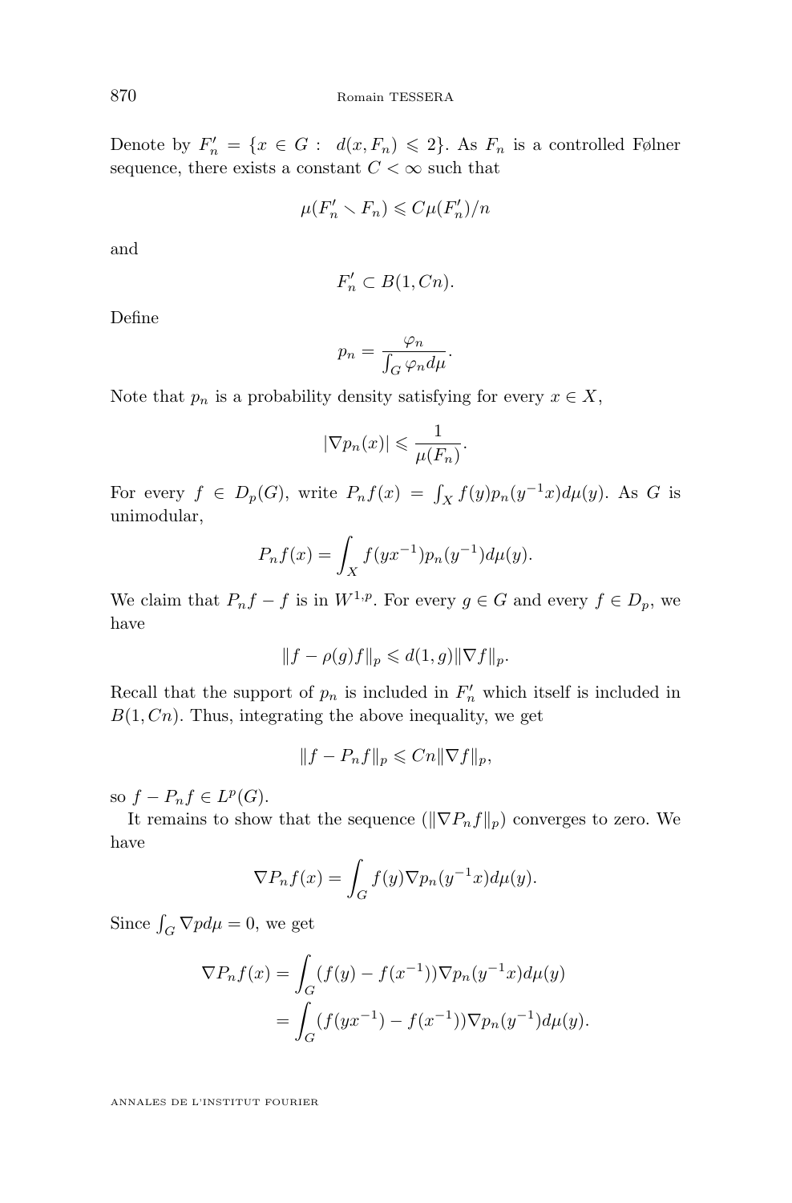Denote by $F_n' = \{x \in G : \ d(x, F_n) \leqslant 2\}$. As $F_n$ is a controlled Følner sequence, there exists a constant $C < \infty$ such that

$$\mu(F_n' \smallsetminus F_n) \leqslant C\mu(F_n')/n$$

and

$$F_n' \subset B(1, Cn).$$

Define

$$p_n = \frac{\varphi_n}{\int_G \varphi_n d\mu}.$$

Note that $p_n$ is a probability density satisfying for every $x \in X$,

$$|\nabla p_n(x)| \leqslant \frac{1}{\mu(F_n)}.$$

For every $f \in D_p(G)$, write $P_n f(x) = \int_X f(y) p_n(y^{-1}x) d\mu(y)$. As $G$ is unimodular,

$$P_n f(x) = \int_X f(yx^{-1}) p_n(y^{-1}) d\mu(y).$$

We claim that $P_n f - f$ is in $W^{1,p}$. For every $g \in G$ and every $f \in D_p$, we have

$$\|f - \rho(g) f\|_p \leqslant d(1, g) \|\nabla f\|_p.$$

Recall that the support of $p_n$ is included in $F_n'$ which itself is included in $B(1, Cn)$. Thus, integrating the above inequality, we get

$$\|f - P_n f\|_p \leqslant Cn \|\nabla f\|_p,$$

so $f - P_n f \in L^p(G)$.

It remains to show that the sequence $(\|\nabla P_n f\|_p)$ converges to zero. We have

$$\nabla P_n f(x) = \int_G f(y) \nabla p_n(y^{-1}x) d\mu(y).$$

Since $\int_G \nabla p d\mu = 0$, we get

$$\begin{aligned}
\nabla P_n f(x) &= \int_G (f(y) - f(x^{-1})) \nabla p_n(y^{-1}x) d\mu(y) \\
&= \int_G (f(yx^{-1}) - f(x^{-1})) \nabla p_n(y^{-1}) d\mu(y).
\end{aligned}$$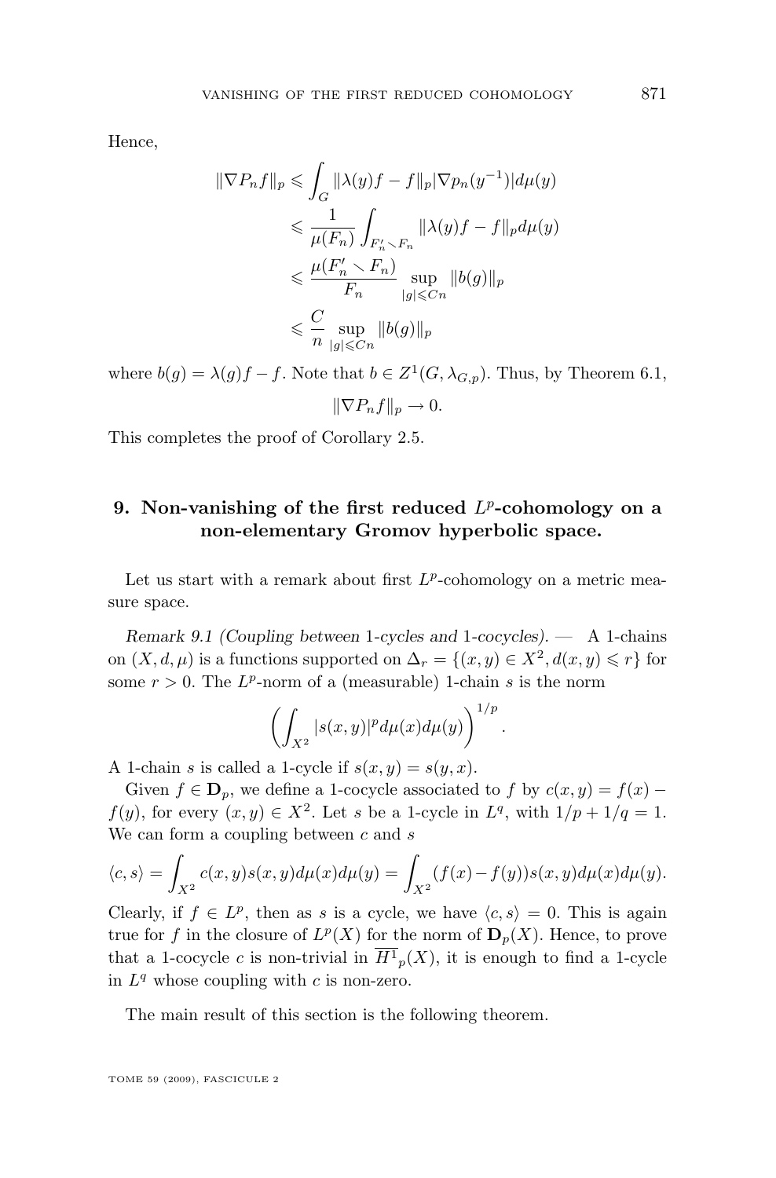Hence,

$$
\begin{aligned}
\|\nabla P_n f\|_p &\leqslant \int_G \|\lambda(y)f - f\|_p |\nabla p_n(y^{-1})| d\mu(y) \\
&\leqslant \frac{1}{\mu(F_n)} \int_{F_n' \smallsetminus F_n} \|\lambda(y)f - f\|_p d\mu(y) \\
&\leqslant \frac{\mu(F_n' \smallsetminus F_n)}{F_n} \sup_{|g| \leqslant Cn} \|b(g)\|_p \\
&\leqslant \frac{C}{n} \sup_{|g| \leqslant Cn} \|b(g)\|_p
\end{aligned}
$$

where $b(g) = \lambda(g)f - f$. Note that $b \in Z^1(G, \lambda_{G,p})$. Thus, by Theorem 6.1,

$$\|\nabla P_n f\|_p \to 0.$$

This completes the proof of Corollary 2.5.

## 9. Non-vanishing of the first reduced $L^p$-cohomology on a non-elementary Gromov hyperbolic space.

Let us start with a remark about first $L^p$-cohomology on a metric measure space.

*Remark 9.1 (Coupling between 1-cycles and 1-cocycles).* — A 1-chains on $(X, d, \mu)$ is a functions supported on $\Delta_r = \{(x, y) \in X^2, d(x, y) \leqslant r\}$ for some $r > 0$. The $L^p$-norm of a (measurable) 1-chain $s$ is the norm

$$\left( \int_{X^2} |s(x, y)|^p d\mu(x) d\mu(y) \right)^{1/p}.$$

A 1-chain $s$ is called a 1-cycle if $s(x, y) = s(y, x)$.

Given $f \in \mathbf{D}_p$, we define a 1-cocycle associated to $f$ by $c(x, y) = f(x) - f(y)$, for every $(x, y) \in X^2$. Let $s$ be a 1-cycle in $L^q$, with $1/p + 1/q = 1$. We can form a coupling between $c$ and $s$

$$\langle c, s \rangle = \int_{X^2} c(x, y) s(x, y) d\mu(x) d\mu(y) = \int_{X^2} (f(x) - f(y)) s(x, y) d\mu(x) d\mu(y).$$

Clearly, if $f \in L^p$, then as $s$ is a cycle, we have $\langle c, s \rangle = 0$. This is again true for $f$ in the closure of $L^p(X)$ for the norm of $\mathbf{D}_p(X)$. Hence, to prove that a 1-cocycle $c$ is non-trivial in $\overline{H^1}_p(X)$, it is enough to find a 1-cycle in $L^q$ whose coupling with $c$ is non-zero.

The main result of this section is the following theorem.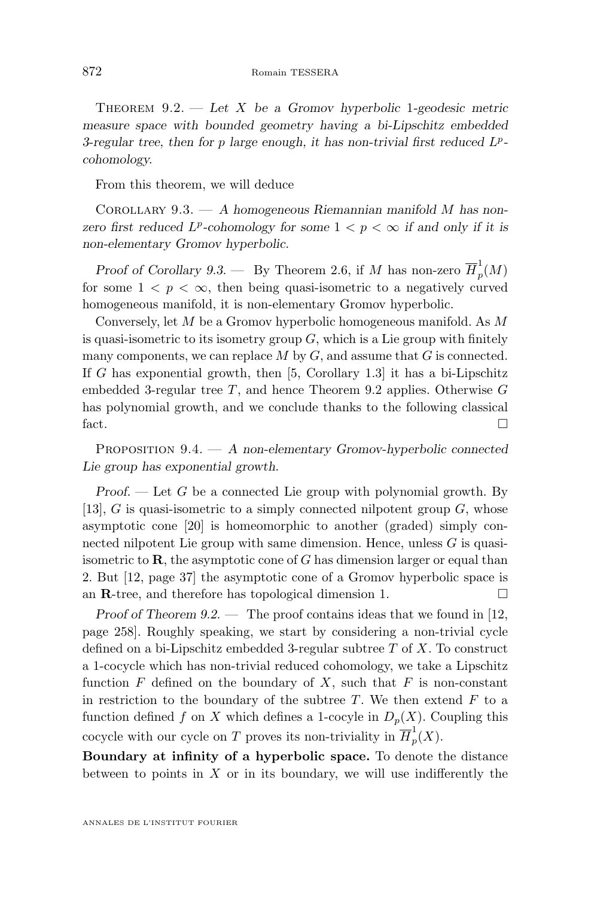Theorem 9.2. — *Let $X$ be a Gromov hyperbolic 1-geodesic metric measure space with bounded geometry having a bi-Lipschitz embedded 3-regular tree, then for $p$ large enough, it has non-trivial first reduced $L^p$-cohomology.*

From this theorem, we will deduce

Corollary 9.3. — *A homogeneous Riemannian manifold $M$ has non-zero first reduced $L^p$-cohomology for some $1 < p < \infty$ if and only if it is non-elementary Gromov hyperbolic.*

*Proof of Corollary 9.3.* — By Theorem 2.6, if $M$ has non-zero $\overline{H}_p^1(M)$ for some $1 < p < \infty$, then being quasi-isometric to a negatively curved homogeneous manifold, it is non-elementary Gromov hyperbolic.

Conversely, let $M$ be a Gromov hyperbolic homogeneous manifold. As $M$ is quasi-isometric to its isometry group $G$, which is a Lie group with finitely many components, we can replace $M$ by $G$, and assume that $G$ is connected. If $G$ has exponential growth, then [5, Corollary 1.3] it has a bi-Lipschitz embedded 3-regular tree $T$, and hence Theorem 9.2 applies. Otherwise $G$ has polynomial growth, and we conclude thanks to the following classical fact. □

Proposition 9.4. — *A non-elementary Gromov-hyperbolic connected Lie group has exponential growth.*

*Proof.* — Let $G$ be a connected Lie group with polynomial growth. By [13], $G$ is quasi-isometric to a simply connected nilpotent group $G$, whose asymptotic cone [20] is homeomorphic to another (graded) simply connected nilpotent Lie group with same dimension. Hence, unless $G$ is quasi-isometric to $\mathbf{R}$, the asymptotic cone of $G$ has dimension larger or equal than 2. But [12, page 37] the asymptotic cone of a Gromov hyperbolic space is an $\mathbf{R}$-tree, and therefore has topological dimension 1. □

*Proof of Theorem 9.2.* — The proof contains ideas that we found in [12, page 258]. Roughly speaking, we start by considering a non-trivial cycle defined on a bi-Lipschitz embedded 3-regular subtree $T$ of $X$. To construct a 1-cocycle which has non-trivial reduced cohomology, we take a Lipschitz function $F$ defined on the boundary of $X$, such that $F$ is non-constant in restriction to the boundary of the subtree $T$. We then extend $F$ to a function defined $f$ on $X$ which defines a 1-cocyle in $D_p(X)$. Coupling this cocycle with our cycle on $T$ proves its non-triviality in $\overline{H}_p^1(X)$.

**Boundary at infinity of a hyperbolic space.** To denote the distance between to points in $X$ or in its boundary, we will use indifferently the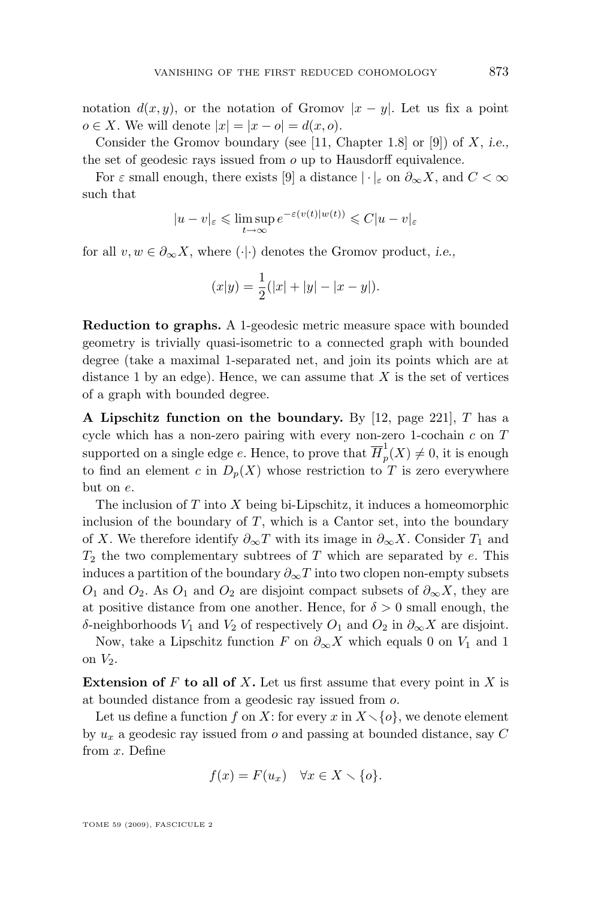notation $d(x,y)$, or the notation of Gromov $|x-y|$. Let us fix a point $o \in X$. We will denote $|x| = |x-o| = d(x,o)$.

Consider the Gromov boundary (see [11, Chapter 1.8] or [9]) of $X$, *i.e.*, the set of geodesic rays issued from $o$ up to Hausdorff equivalence.

For $\varepsilon$ small enough, there exists [9] a distance $|\cdot|_\varepsilon$ on $\partial_\infty X$, and $C < \infty$ such that

$$|u-v|_\varepsilon \leqslant \limsup_{t\to\infty} e^{-\varepsilon(v(t)|w(t))} \leqslant C|u-v|_\varepsilon$$

for all $v, w \in \partial_\infty X$, where $(\cdot|\cdot)$ denotes the Gromov product, *i.e.*,

$$(x|y) = \frac{1}{2}(|x| + |y| - |x-y|).$$

**Reduction to graphs.** A 1-geodesic metric measure space with bounded geometry is trivially quasi-isometric to a connected graph with bounded degree (take a maximal 1-separated net, and join its points which are at distance 1 by an edge). Hence, we can assume that $X$ is the set of vertices of a graph with bounded degree.

**A Lipschitz function on the boundary.** By [12, page 221], $T$ has a cycle which has a non-zero pairing with every non-zero 1-cochain $c$ on $T$ supported on a single edge $e$. Hence, to prove that $\overline{H}^1_p(X) \neq 0$, it is enough to find an element $c$ in $D_p(X)$ whose restriction to $T$ is zero everywhere but on $e$.

The inclusion of $T$ into $X$ being bi-Lipschitz, it induces a homeomorphic inclusion of the boundary of $T$, which is a Cantor set, into the boundary of $X$. We therefore identify $\partial_\infty T$ with its image in $\partial_\infty X$. Consider $T_1$ and $T_2$ the two complementary subtrees of $T$ which are separated by $e$. This induces a partition of the boundary $\partial_\infty T$ into two clopen non-empty subsets $O_1$ and $O_2$. As $O_1$ and $O_2$ are disjoint compact subsets of $\partial_\infty X$, they are at positive distance from one another. Hence, for $\delta > 0$ small enough, the $\delta$-neighborhoods $V_1$ and $V_2$ of respectively $O_1$ and $O_2$ in $\partial_\infty X$ are disjoint.

Now, take a Lipschitz function $F$ on $\partial_\infty X$ which equals 0 on $V_1$ and 1 on $V_2$.

**Extension of $F$ to all of $X$.** Let us first assume that every point in $X$ is at bounded distance from a geodesic ray issued from $o$.

Let us define a function $f$ on $X$: for every $x$ in $X \smallsetminus \{o\}$, we denote element by $u_x$ a geodesic ray issued from $o$ and passing at bounded distance, say $C$ from $x$. Define

$$f(x) = F(u_x) \quad \forall x \in X \smallsetminus \{o\}.$$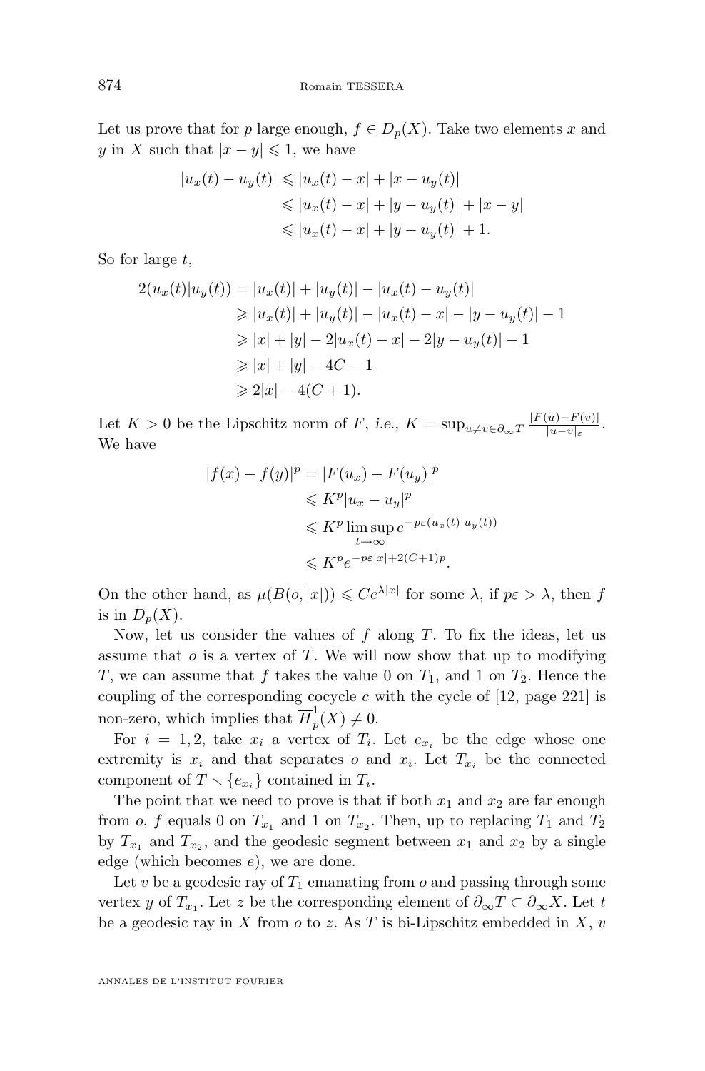Let us prove that for $p$ large enough, $f \in D_p(X)$. Take two elements $x$ and $y$ in $X$ such that $|x-y| \leqslant 1$, we have

$$
\begin{aligned}
|u_x(t) - u_y(t)| &\leqslant |u_x(t) - x| + |x - u_y(t)| \\
&\leqslant |u_x(t) - x| + |y - u_y(t)| + |x - y| \\
&\leqslant |u_x(t) - x| + |y - u_y(t)| + 1.
\end{aligned}
$$

So for large $t$,

$$
\begin{aligned}
2(u_x(t)|u_y(t)) &= |u_x(t)| + |u_y(t)| - |u_x(t) - u_y(t)| \\
&\geqslant |u_x(t)| + |u_y(t)| - |u_x(t) - x| - |y - u_y(t)| - 1 \\
&\geqslant |x| + |y| - 2|u_x(t) - x| - 2|y - u_y(t)| - 1 \\
&\geqslant |x| + |y| - 4C - 1 \\
&\geqslant 2|x| - 4(C+1).
\end{aligned}
$$

Let $K > 0$ be the Lipschitz norm of $F$, *i.e.*, $K = \sup_{u \neq v \in \partial_\infty T} \frac{|F(u) - F(v)|}{|u - v|_\varepsilon}$. We have

$$
\begin{aligned}
|f(x) - f(y)|^p &= |F(u_x) - F(u_y)|^p \\
&\leqslant K^p |u_x - u_y|^p \\
&\leqslant K^p \limsup_{t \to \infty} e^{-p\varepsilon(u_x(t)|u_y(t))} \\
&\leqslant K^p e^{-p\varepsilon|x| + 2(C+1)p}.
\end{aligned}
$$

On the other hand, as $\mu(B(o,|x|)) \leqslant Ce^{\lambda|x|}$ for some $\lambda$, if $p\varepsilon > \lambda$, then $f$ is in $D_p(X)$.

Now, let us consider the values of $f$ along $T$. To fix the ideas, let us assume that $o$ is a vertex of $T$. We will now show that up to modifying $T$, we can assume that $f$ takes the value 0 on $T_1$, and 1 on $T_2$. Hence the coupling of the corresponding cocycle $c$ with the cycle of [12, page 221] is non-zero, which implies that $\overline{H}_p^1(X) \neq 0$.

For $i = 1, 2$, take $x_i$ a vertex of $T_i$. Let $e_{x_i}$ be the edge whose one extremity is $x_i$ and that separates $o$ and $x_i$. Let $T_{x_i}$ be the connected component of $T \smallsetminus \{e_{x_i}\}$ contained in $T_i$.

The point that we need to prove is that if both $x_1$ and $x_2$ are far enough from $o$, $f$ equals 0 on $T_{x_1}$ and 1 on $T_{x_2}$. Then, up to replacing $T_1$ and $T_2$ by $T_{x_1}$ and $T_{x_2}$, and the geodesic segment between $x_1$ and $x_2$ by a single edge (which becomes $e$), we are done.

Let $v$ be a geodesic ray of $T_1$ emanating from $o$ and passing through some vertex $y$ of $T_{x_1}$. Let $z$ be the corresponding element of $\partial_\infty T \subset \partial_\infty X$. Let $t$ be a geodesic ray in $X$ from $o$ to $z$. As $T$ is bi-Lipschitz embedded in $X$, $v$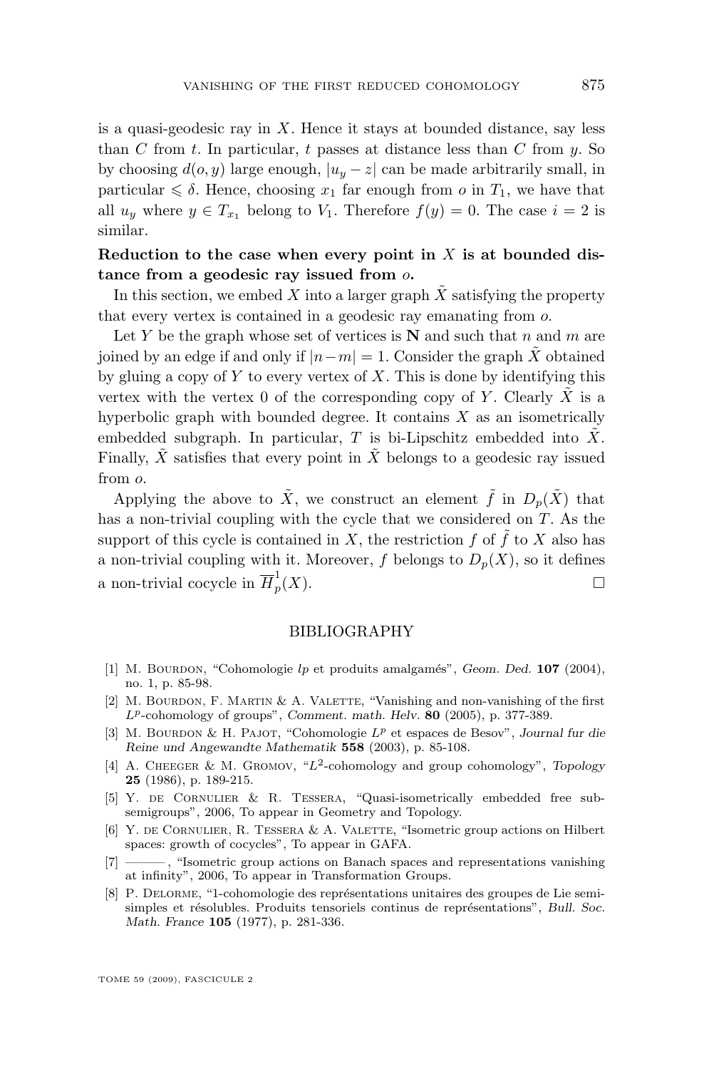is a quasi-geodesic ray in $X$. Hence it stays at bounded distance, say less than $C$ from $t$. In particular, $t$ passes at distance less than $C$ from $y$. So by choosing $d(o,y)$ large enough, $|u_y - z|$ can be made arbitrarily small, in particular $\leqslant \delta$. Hence, choosing $x_1$ far enough from $o$ in $T_1$, we have that all $u_y$ where $y \in T_{x_1}$ belong to $V_1$. Therefore $f(y) = 0$. The case $i = 2$ is similar.

**Reduction to the case when every point in $X$ is at bounded distance from a geodesic ray issued from $o$.**

In this section, we embed $X$ into a larger graph $\tilde{X}$ satisfying the property that every vertex is contained in a geodesic ray emanating from $o$.

Let $Y$ be the graph whose set of vertices is $\mathbf{N}$ and such that $n$ and $m$ are joined by an edge if and only if $|n-m| = 1$. Consider the graph $\tilde{X}$ obtained by gluing a copy of $Y$ to every vertex of $X$. This is done by identifying this vertex with the vertex 0 of the corresponding copy of $Y$. Clearly $\tilde{X}$ is a hyperbolic graph with bounded degree. It contains $X$ as an isometrically embedded subgraph. In particular, $T$ is bi-Lipschitz embedded into $\tilde{X}$. Finally, $\tilde{X}$ satisfies that every point in $\tilde{X}$ belongs to a geodesic ray issued from $o$.

Applying the above to $\tilde{X}$, we construct an element $\tilde{f}$ in $D_p(\tilde{X})$ that has a non-trivial coupling with the cycle that we considered on $T$. As the support of this cycle is contained in $X$, the restriction $f$ of $\tilde{f}$ to $X$ also has a non-trivial coupling with it. Moreover, $f$ belongs to $D_p(X)$, so it defines a non-trivial cocycle in $\overline{H}^1_p(X)$. □

## BIBLIOGRAPHY

[1] M. Bourdon, "Cohomologie *lp* et produits amalgamés", *Geom. Ded.* **107** (2004), no. 1, p. 85-98.

[2] M. Bourdon, F. Martin & A. Valette, "Vanishing and non-vanishing of the first $L^p$-cohomology of groups", *Comment. math. Helv.* **80** (2005), p. 377-389.

[3] M. Bourdon & H. Pajot, "Cohomologie $L^p$ et espaces de Besov", *Journal fur die Reine und Angewandte Mathematik* **558** (2003), p. 85-108.

[4] A. Cheeger & M. Gromov, "$L^2$-cohomology and group cohomology", *Topology* **25** (1986), p. 189-215.

[5] Y. de Cornulier & R. Tessera, "Quasi-isometrically embedded free sub-semigroups", 2006, To appear in Geometry and Topology.

[6] Y. de Cornulier, R. Tessera & A. Valette, "Isometric group actions on Hilbert spaces: growth of cocycles", To appear in GAFA.

[7] ———, "Isometric group actions on Banach spaces and representations vanishing at infinity", 2006, To appear in Transformation Groups.

[8] P. Delorme, "1-cohomologie des représentations unitaires des groupes de Lie semi-simples et résolubles. Produits tensoriels continus de représentations", *Bull. Soc. Math. France* **105** (1977), p. 281-336.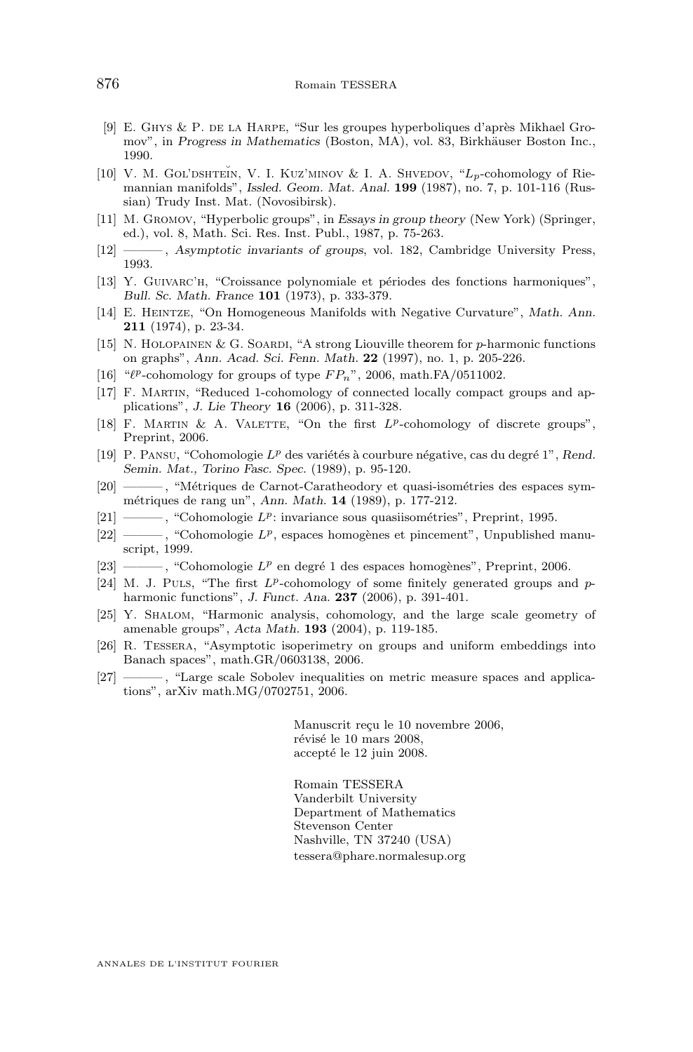[9] E. Ghys & P. de la Harpe, "Sur les groupes hyperboliques d'après Mikhael Gromov", in *Progress in Mathematics* (Boston, MA), vol. 83, Birkhäuser Boston Inc., 1990.

[10] V. M. Gol'dshteĭn, V. I. Kuz'minov & I. A. Shvedov, "$L_p$-cohomology of Riemannian manifolds", *Issled. Geom. Mat. Anal.* **199** (1987), no. 7, p. 101-116 (Russian) Trudy Inst. Mat. (Novosibirsk).

[11] M. Gromov, "Hyperbolic groups", in *Essays in group theory* (New York) (Springer, ed.), vol. 8, Math. Sci. Res. Inst. Publ., 1987, p. 75-263.

[12] ———, *Asymptotic invariants of groups*, vol. 182, Cambridge University Press, 1993.

[13] Y. Guivarc'h, "Croissance polynomiale et périodes des fonctions harmoniques", *Bull. Sc. Math. France* **101** (1973), p. 333-379.

[14] E. Heintze, "On Homogeneous Manifolds with Negative Curvature", *Math. Ann.* **211** (1974), p. 23-34.

[15] N. Holopainen & G. Soardi, "A strong Liouville theorem for $p$-harmonic functions on graphs", *Ann. Acad. Sci. Fenn. Math.* **22** (1997), no. 1, p. 205-226.

[16] "$\ell^p$-cohomology for groups of type $FP_n$", 2006, math.FA/0511002.

[17] F. Martin, "Reduced 1-cohomology of connected locally compact groups and applications", *J. Lie Theory* **16** (2006), p. 311-328.

[18] F. Martin & A. Valette, "On the first $L^p$-cohomology of discrete groups", Preprint, 2006.

[19] P. Pansu, "Cohomologie $L^p$ des variétés à courbure négative, cas du degré 1", *Rend. Semin. Mat., Torino Fasc. Spec.* (1989), p. 95-120.

[20] ———, "Métriques de Carnot-Caratheodory et quasi-isométries des espaces symmétriques de rang un", *Ann. Math.* **14** (1989), p. 177-212.

[21] ———, "Cohomologie $L^p$: invariance sous quasiisométries", Preprint, 1995.

[22] ———, "Cohomologie $L^p$, espaces homogènes et pincement", Unpublished manuscript, 1999.

[23] ———, "Cohomologie $L^p$ en degré 1 des espaces homogènes", Preprint, 2006.

[24] M. J. Puls, "The first $L^p$-cohomology of some finitely generated groups and $p$-harmonic functions", *J. Funct. Ana.* **237** (2006), p. 391-401.

[25] Y. Shalom, "Harmonic analysis, cohomology, and the large scale geometry of amenable groups", *Acta Math.* **193** (2004), p. 119-185.

[26] R. Tessera, "Asymptotic isoperimetry on groups and uniform embeddings into Banach spaces", math.GR/0603138, 2006.

[27] ———, "Large scale Sobolev inequalities on metric measure spaces and applications", arXiv math.MG/0702751, 2006.

Manuscrit reçu le 10 novembre 2006,
révisé le 10 mars 2008,
accepté le 12 juin 2008.

Romain TESSERA
Vanderbilt University
Department of Mathematics
Stevenson Center
Nashville, TN 37240 (USA)
tessera@phare.normalesup.org